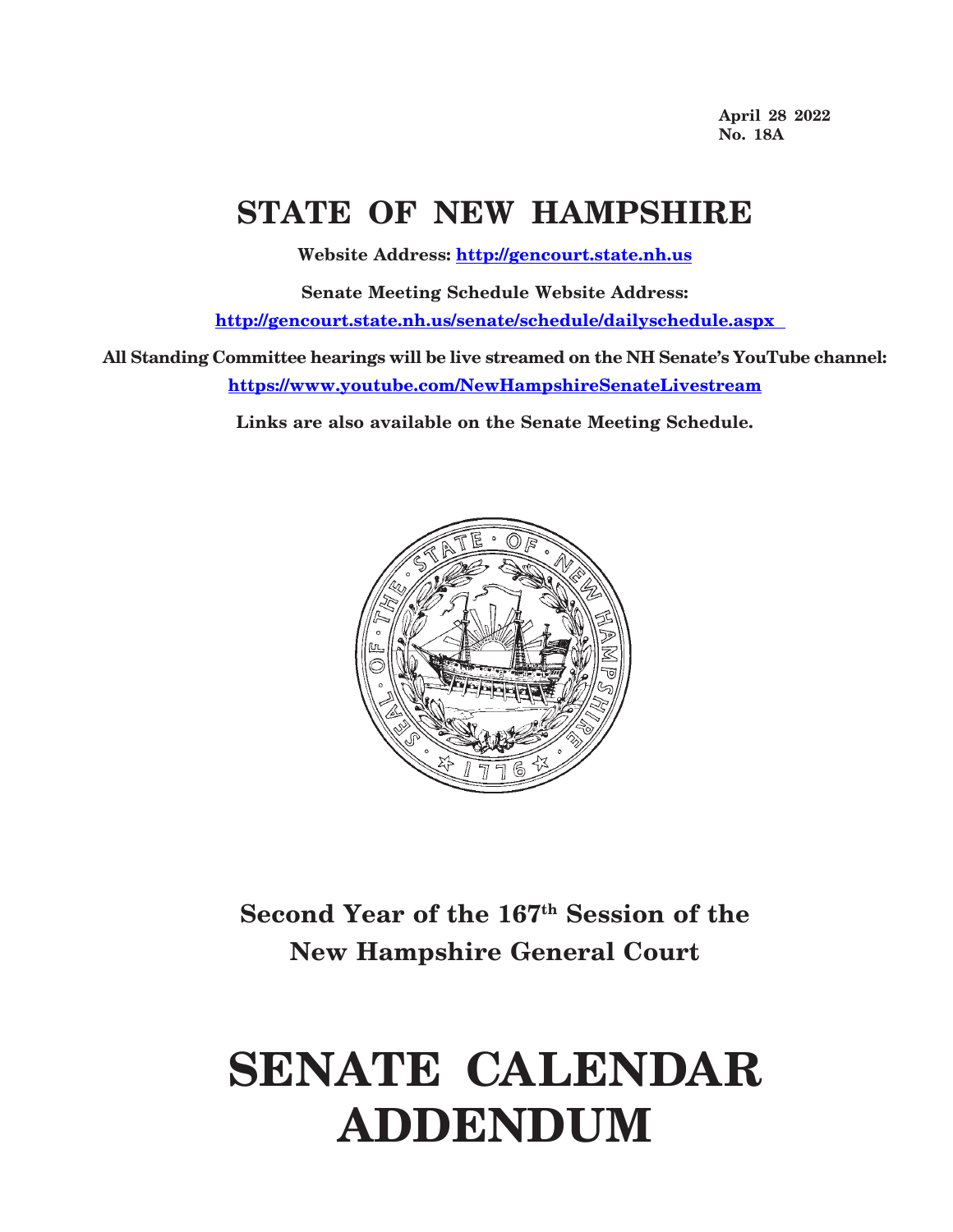April 28 2022
No. 18A

# STATE OF NEW HAMPSHIRE

**Website Address: http://gencourt.state.nh.us**

**Senate Meeting Schedule Website Address:**
**http://gencourt.state.nh.us/senate/schedule/dailyschedule.aspx**

**All Standing Committee hearings will be live streamed on the NH Senate's YouTube channel:**
**https://www.youtube.com/NewHampshireSenateLivestream**

**Links are also available on the Senate Meeting Schedule.**

## Second Year of the 167th Session of the New Hampshire General Court

# SENATE CALENDAR ADDENDUM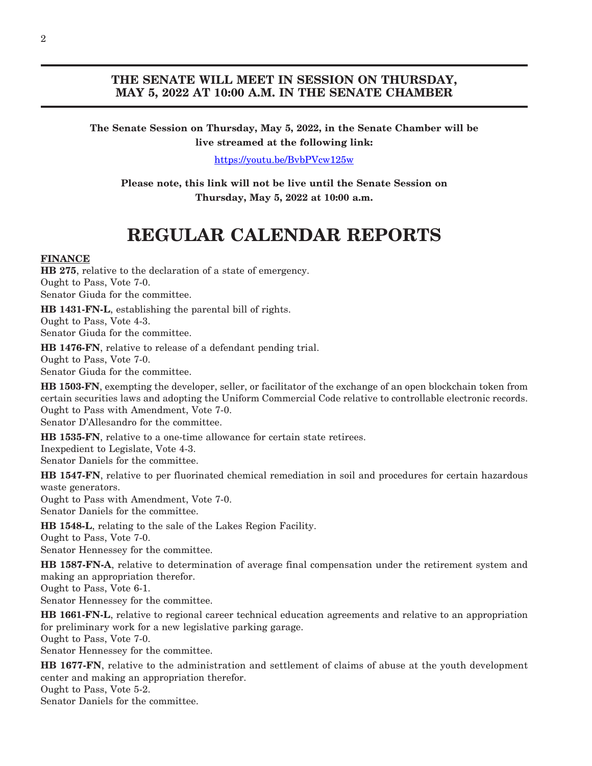**THE SENATE WILL MEET IN SESSION ON THURSDAY, MAY 5, 2022 AT 10:00 A.M. IN THE SENATE CHAMBER**

**The Senate Session on Thursday, May 5, 2022, in the Senate Chamber will be live streamed at the following link:**

https://youtu.be/BvbPVcw125w

**Please note, this link will not be live until the Senate Session on Thursday, May 5, 2022 at 10:00 a.m.**

# REGULAR CALENDAR REPORTS

**FINANCE**

**HB 275**, relative to the declaration of a state of emergency.
Ought to Pass, Vote 7-0.
Senator Giuda for the committee.

**HB 1431-FN-L**, establishing the parental bill of rights.
Ought to Pass, Vote 4-3.
Senator Giuda for the committee.

**HB 1476-FN**, relative to release of a defendant pending trial.
Ought to Pass, Vote 7-0.
Senator Giuda for the committee.

**HB 1503-FN**, exempting the developer, seller, or facilitator of the exchange of an open blockchain token from certain securities laws and adopting the Uniform Commercial Code relative to controllable electronic records.
Ought to Pass with Amendment, Vote 7-0.
Senator D'Allesandro for the committee.

**HB 1535-FN**, relative to a one-time allowance for certain state retirees.
Inexpedient to Legislate, Vote 4-3.
Senator Daniels for the committee.

**HB 1547-FN**, relative to per fluorinated chemical remediation in soil and procedures for certain hazardous waste generators.
Ought to Pass with Amendment, Vote 7-0.
Senator Daniels for the committee.

**HB 1548-L**, relating to the sale of the Lakes Region Facility.
Ought to Pass, Vote 7-0.
Senator Hennessey for the committee.

**HB 1587-FN-A**, relative to determination of average final compensation under the retirement system and making an appropriation therefor.
Ought to Pass, Vote 6-1.
Senator Hennessey for the committee.

**HB 1661-FN-L**, relative to regional career technical education agreements and relative to an appropriation for preliminary work for a new legislative parking garage.
Ought to Pass, Vote 7-0.
Senator Hennessey for the committee.

**HB 1677-FN**, relative to the administration and settlement of claims of abuse at the youth development center and making an appropriation therefor.
Ought to Pass, Vote 5-2.
Senator Daniels for the committee.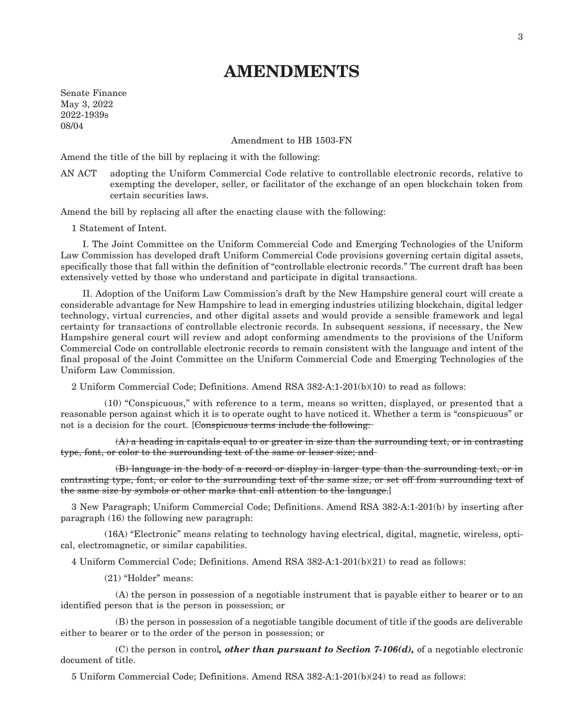# AMENDMENTS

Senate Finance
May 3, 2022
2022-1939s
08/04

Amendment to HB 1503-FN

Amend the title of the bill by replacing it with the following:

AN ACT adopting the Uniform Commercial Code relative to controllable electronic records, relative to exempting the developer, seller, or facilitator of the exchange of an open blockchain token from certain securities laws.

Amend the bill by replacing all after the enacting clause with the following:

1 Statement of Intent.

I. The Joint Committee on the Uniform Commercial Code and Emerging Technologies of the Uniform Law Commission has developed draft Uniform Commercial Code provisions governing certain digital assets, specifically those that fall within the definition of "controllable electronic records." The current draft has been extensively vetted by those who understand and participate in digital transactions.

II. Adoption of the Uniform Law Commission's draft by the New Hampshire general court will create a considerable advantage for New Hampshire to lead in emerging industries utilizing blockchain, digital ledger technology, virtual currencies, and other digital assets and would provide a sensible framework and legal certainty for transactions of controllable electronic records. In subsequent sessions, if necessary, the New Hampshire general court will review and adopt conforming amendments to the provisions of the Uniform Commercial Code on controllable electronic records to remain consistent with the language and intent of the final proposal of the Joint Committee on the Uniform Commercial Code and Emerging Technologies of the Uniform Law Commission.

2 Uniform Commercial Code; Definitions. Amend RSA 382-A:1-201(b)(10) to read as follows:

(10) "Conspicuous," with reference to a term, means so written, displayed, or presented that a reasonable person against which it is to operate ought to have noticed it. Whether a term is "conspicuous" or not is a decision for the court. [~~Conspicuous terms include the following:~~

~~(A) a heading in capitals equal to or greater in size than the surrounding text, or in contrasting type, font, or color to the surrounding text of the same or lesser size; and~~

~~(B) language in the body of a record or display in larger type than the surrounding text, or in contrasting type, font, or color to the surrounding text of the same size, or set off from surrounding text of the same size by symbols or other marks that call attention to the language.~~]

3 New Paragraph; Uniform Commercial Code; Definitions. Amend RSA 382-A:1-201(b) by inserting after paragraph (16) the following new paragraph:

(16A) "Electronic" means relating to technology having electrical, digital, magnetic, wireless, optical, electromagnetic, or similar capabilities.

4 Uniform Commercial Code; Definitions. Amend RSA 382-A:1-201(b)(21) to read as follows:

(21) "Holder" means:

(A) the person in possession of a negotiable instrument that is payable either to bearer or to an identified person that is the person in possession; or

(B) the person in possession of a negotiable tangible document of title if the goods are deliverable either to bearer or to the order of the person in possession; or

(C) the person in control***, other than pursuant to Section 7-106(d),*** of a negotiable electronic document of title.

5 Uniform Commercial Code; Definitions. Amend RSA 382-A:1-201(b)(24) to read as follows: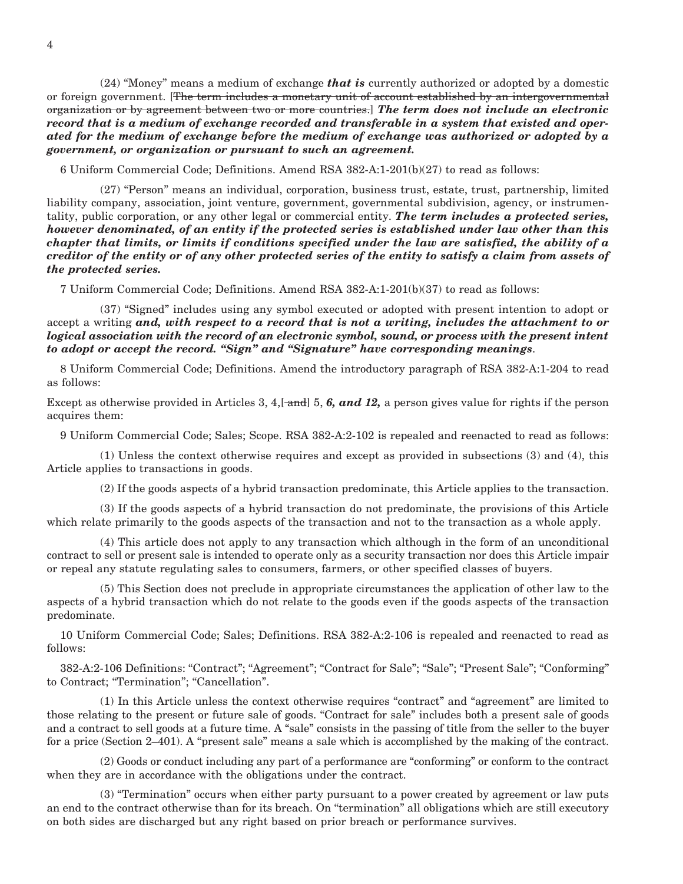(24) "Money" means a medium of exchange ***that is*** currently authorized or adopted by a domestic or foreign government. [~~The term includes a monetary unit of account established by an intergovernmental organization or by agreement between two or more countries.~~] ***The term does not include an electronic record that is a medium of exchange recorded and transferable in a system that existed and operated for the medium of exchange before the medium of exchange was authorized or adopted by a government, or organization or pursuant to such an agreement.***

6 Uniform Commercial Code; Definitions. Amend RSA 382-A:1-201(b)(27) to read as follows:

(27) "Person" means an individual, corporation, business trust, estate, trust, partnership, limited liability company, association, joint venture, government, governmental subdivision, agency, or instrumentality, public corporation, or any other legal or commercial entity. ***The term includes a protected series, however denominated, of an entity if the protected series is established under law other than this chapter that limits, or limits if conditions specified under the law are satisfied, the ability of a creditor of the entity or of any other protected series of the entity to satisfy a claim from assets of the protected series.***

7 Uniform Commercial Code; Definitions. Amend RSA 382-A:1-201(b)(37) to read as follows:

(37) "Signed" includes using any symbol executed or adopted with present intention to adopt or accept a writing ***and, with respect to a record that is not a writing, includes the attachment to or logical association with the record of an electronic symbol, sound, or process with the present intent to adopt or accept the record. "Sign" and "Signature" have corresponding meanings***.

8 Uniform Commercial Code; Definitions. Amend the introductory paragraph of RSA 382-A:1-204 to read as follows:

Except as otherwise provided in Articles 3, 4,[~~ and~~] 5, ***6, and 12,*** a person gives value for rights if the person acquires them:

9 Uniform Commercial Code; Sales; Scope. RSA 382-A:2-102 is repealed and reenacted to read as follows:

(1) Unless the context otherwise requires and except as provided in subsections (3) and (4), this Article applies to transactions in goods.

(2) If the goods aspects of a hybrid transaction predominate, this Article applies to the transaction.

(3) If the goods aspects of a hybrid transaction do not predominate, the provisions of this Article which relate primarily to the goods aspects of the transaction and not to the transaction as a whole apply.

(4) This article does not apply to any transaction which although in the form of an unconditional contract to sell or present sale is intended to operate only as a security transaction nor does this Article impair or repeal any statute regulating sales to consumers, farmers, or other specified classes of buyers.

(5) This Section does not preclude in appropriate circumstances the application of other law to the aspects of a hybrid transaction which do not relate to the goods even if the goods aspects of the transaction predominate.

10 Uniform Commercial Code; Sales; Definitions. RSA 382-A:2-106 is repealed and reenacted to read as follows:

382-A:2-106 Definitions: "Contract"; "Agreement"; "Contract for Sale"; "Sale"; "Present Sale"; "Conforming" to Contract; "Termination"; "Cancellation".

(1) In this Article unless the context otherwise requires "contract" and "agreement" are limited to those relating to the present or future sale of goods. "Contract for sale" includes both a present sale of goods and a contract to sell goods at a future time. A "sale" consists in the passing of title from the seller to the buyer for a price (Section 2–401). A "present sale" means a sale which is accomplished by the making of the contract.

(2) Goods or conduct including any part of a performance are "conforming" or conform to the contract when they are in accordance with the obligations under the contract.

(3) "Termination" occurs when either party pursuant to a power created by agreement or law puts an end to the contract otherwise than for its breach. On "termination" all obligations which are still executory on both sides are discharged but any right based on prior breach or performance survives.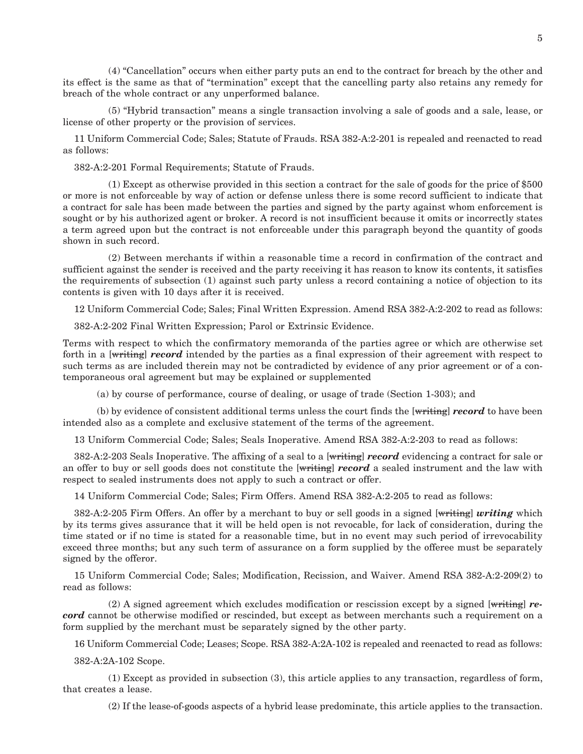(4) "Cancellation" occurs when either party puts an end to the contract for breach by the other and its effect is the same as that of "termination" except that the cancelling party also retains any remedy for breach of the whole contract or any unperformed balance.

(5) "Hybrid transaction" means a single transaction involving a sale of goods and a sale, lease, or license of other property or the provision of services.

11 Uniform Commercial Code; Sales; Statute of Frauds. RSA 382-A:2-201 is repealed and reenacted to read as follows:

382-A:2-201 Formal Requirements; Statute of Frauds.

(1) Except as otherwise provided in this section a contract for the sale of goods for the price of $500 or more is not enforceable by way of action or defense unless there is some record sufficient to indicate that a contract for sale has been made between the parties and signed by the party against whom enforcement is sought or by his authorized agent or broker. A record is not insufficient because it omits or incorrectly states a term agreed upon but the contract is not enforceable under this paragraph beyond the quantity of goods shown in such record.

(2) Between merchants if within a reasonable time a record in confirmation of the contract and sufficient against the sender is received and the party receiving it has reason to know its contents, it satisfies the requirements of subsection (1) against such party unless a record containing a notice of objection to its contents is given with 10 days after it is received.

12 Uniform Commercial Code; Sales; Final Written Expression. Amend RSA 382-A:2-202 to read as follows:

382-A:2-202 Final Written Expression; Parol or Extrinsic Evidence.

Terms with respect to which the confirmatory memoranda of the parties agree or which are otherwise set forth in a [~~writing~~] ***record*** intended by the parties as a final expression of their agreement with respect to such terms as are included therein may not be contradicted by evidence of any prior agreement or of a contemporaneous oral agreement but may be explained or supplemented

(a) by course of performance, course of dealing, or usage of trade (Section 1-303); and

(b) by evidence of consistent additional terms unless the court finds the [~~writing~~] ***record*** to have been intended also as a complete and exclusive statement of the terms of the agreement.

13 Uniform Commercial Code; Sales; Seals Inoperative. Amend RSA 382-A:2-203 to read as follows:

382-A:2-203 Seals Inoperative. The affixing of a seal to a [~~writing~~] ***record*** evidencing a contract for sale or an offer to buy or sell goods does not constitute the [~~writing~~] ***record*** a sealed instrument and the law with respect to sealed instruments does not apply to such a contract or offer.

14 Uniform Commercial Code; Sales; Firm Offers. Amend RSA 382-A:2-205 to read as follows:

382-A:2-205 Firm Offers. An offer by a merchant to buy or sell goods in a signed [~~writing~~] ***writing*** which by its terms gives assurance that it will be held open is not revocable, for lack of consideration, during the time stated or if no time is stated for a reasonable time, but in no event may such period of irrevocability exceed three months; but any such term of assurance on a form supplied by the offeree must be separately signed by the offeror.

15 Uniform Commercial Code; Sales; Modification, Recission, and Waiver. Amend RSA 382-A:2-209(2) to read as follows:

(2) A signed agreement which excludes modification or rescission except by a signed [~~writing~~] ***record*** cannot be otherwise modified or rescinded, but except as between merchants such a requirement on a form supplied by the merchant must be separately signed by the other party.

16 Uniform Commercial Code; Leases; Scope. RSA 382-A:2A-102 is repealed and reenacted to read as follows:

382-A:2A-102 Scope.

(1) Except as provided in subsection (3), this article applies to any transaction, regardless of form, that creates a lease.

(2) If the lease-of-goods aspects of a hybrid lease predominate, this article applies to the transaction.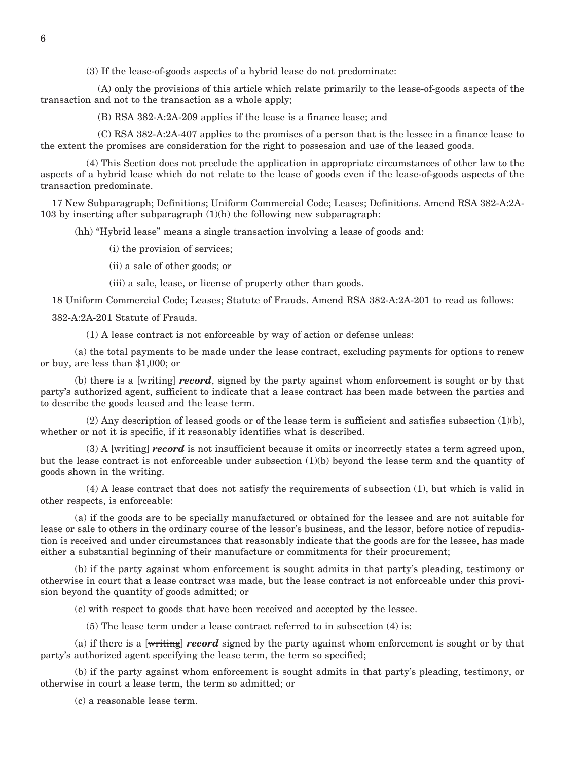(3) If the lease-of-goods aspects of a hybrid lease do not predominate:

(A) only the provisions of this article which relate primarily to the lease-of-goods aspects of the transaction and not to the transaction as a whole apply;

(B) RSA 382-A:2A-209 applies if the lease is a finance lease; and

(C) RSA 382-A:2A-407 applies to the promises of a person that is the lessee in a finance lease to the extent the promises are consideration for the right to possession and use of the leased goods.

(4) This Section does not preclude the application in appropriate circumstances of other law to the aspects of a hybrid lease which do not relate to the lease of goods even if the lease-of-goods aspects of the transaction predominate.

17 New Subparagraph; Definitions; Uniform Commercial Code; Leases; Definitions. Amend RSA 382-A:2A-103 by inserting after subparagraph (1)(h) the following new subparagraph:

(hh) "Hybrid lease" means a single transaction involving a lease of goods and:

(i) the provision of services;

(ii) a sale of other goods; or

(iii) a sale, lease, or license of property other than goods.

18 Uniform Commercial Code; Leases; Statute of Frauds. Amend RSA 382-A:2A-201 to read as follows:

382-A:2A-201 Statute of Frauds.

(1) A lease contract is not enforceable by way of action or defense unless:

(a) the total payments to be made under the lease contract, excluding payments for options to renew or buy, are less than $1,000; or

(b) there is a [~~writing~~] ***record***, signed by the party against whom enforcement is sought or by that party's authorized agent, sufficient to indicate that a lease contract has been made between the parties and to describe the goods leased and the lease term.

(2) Any description of leased goods or of the lease term is sufficient and satisfies subsection (1)(b), whether or not it is specific, if it reasonably identifies what is described.

(3) A [~~writing~~] ***record*** is not insufficient because it omits or incorrectly states a term agreed upon, but the lease contract is not enforceable under subsection (1)(b) beyond the lease term and the quantity of goods shown in the writing.

(4) A lease contract that does not satisfy the requirements of subsection (1), but which is valid in other respects, is enforceable:

(a) if the goods are to be specially manufactured or obtained for the lessee and are not suitable for lease or sale to others in the ordinary course of the lessor's business, and the lessor, before notice of repudiation is received and under circumstances that reasonably indicate that the goods are for the lessee, has made either a substantial beginning of their manufacture or commitments for their procurement;

(b) if the party against whom enforcement is sought admits in that party's pleading, testimony or otherwise in court that a lease contract was made, but the lease contract is not enforceable under this provision beyond the quantity of goods admitted; or

(c) with respect to goods that have been received and accepted by the lessee.

(5) The lease term under a lease contract referred to in subsection (4) is:

(a) if there is a [~~writing~~] ***record*** signed by the party against whom enforcement is sought or by that party's authorized agent specifying the lease term, the term so specified;

(b) if the party against whom enforcement is sought admits in that party's pleading, testimony, or otherwise in court a lease term, the term so admitted; or

(c) a reasonable lease term.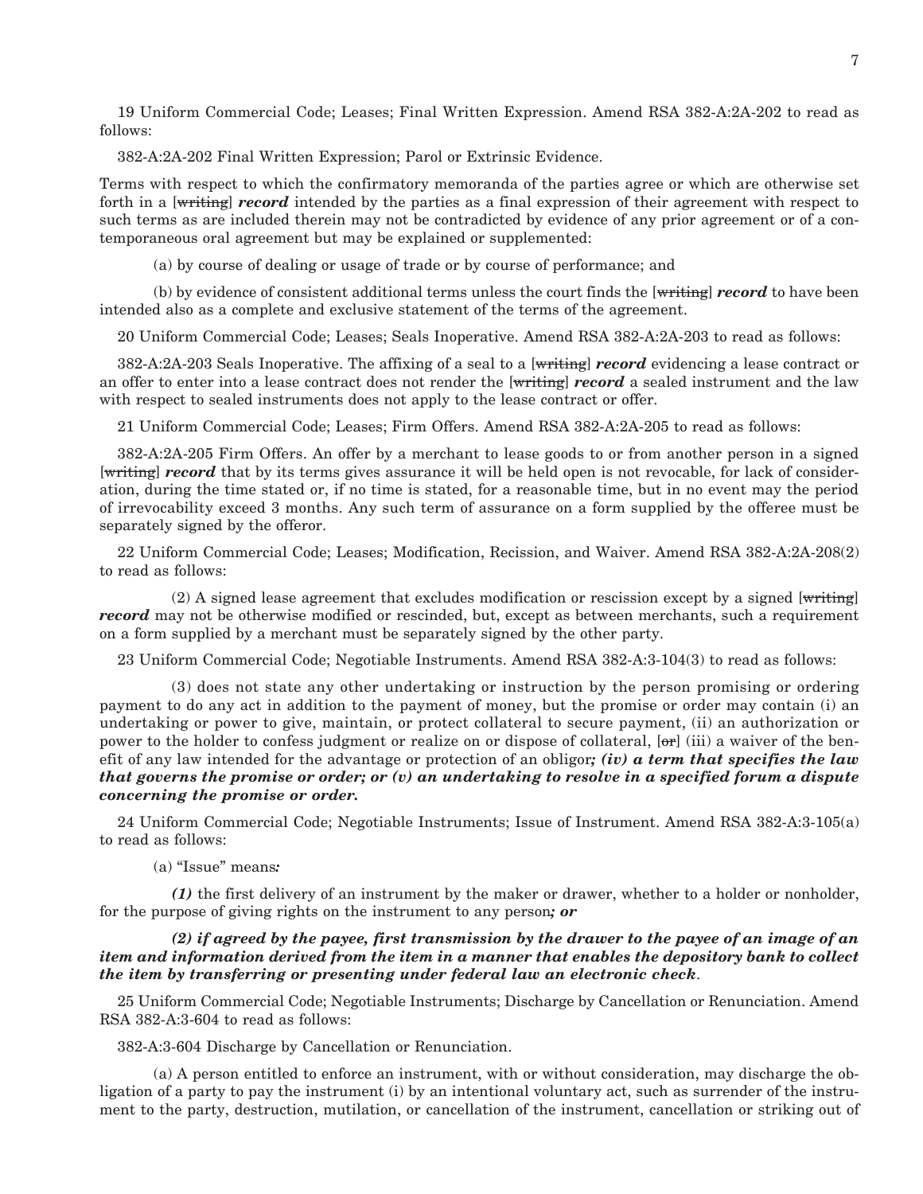19 Uniform Commercial Code; Leases; Final Written Expression. Amend RSA 382-A:2A-202 to read as follows:

382-A:2A-202 Final Written Expression; Parol or Extrinsic Evidence.

Terms with respect to which the confirmatory memoranda of the parties agree or which are otherwise set forth in a [~~writing~~] ***record*** intended by the parties as a final expression of their agreement with respect to such terms as are included therein may not be contradicted by evidence of any prior agreement or of a contemporaneous oral agreement but may be explained or supplemented:

(a) by course of dealing or usage of trade or by course of performance; and

(b) by evidence of consistent additional terms unless the court finds the [~~writing~~] ***record*** to have been intended also as a complete and exclusive statement of the terms of the agreement.

20 Uniform Commercial Code; Leases; Seals Inoperative. Amend RSA 382-A:2A-203 to read as follows:

382-A:2A-203 Seals Inoperative. The affixing of a seal to a [~~writing~~] ***record*** evidencing a lease contract or an offer to enter into a lease contract does not render the [~~writing~~] ***record*** a sealed instrument and the law with respect to sealed instruments does not apply to the lease contract or offer.

21 Uniform Commercial Code; Leases; Firm Offers. Amend RSA 382-A:2A-205 to read as follows:

382-A:2A-205 Firm Offers. An offer by a merchant to lease goods to or from another person in a signed [~~writing~~] ***record*** that by its terms gives assurance it will be held open is not revocable, for lack of consideration, during the time stated or, if no time is stated, for a reasonable time, but in no event may the period of irrevocability exceed 3 months. Any such term of assurance on a form supplied by the offeree must be separately signed by the offeror.

22 Uniform Commercial Code; Leases; Modification, Recission, and Waiver. Amend RSA 382-A:2A-208(2) to read as follows:

(2) A signed lease agreement that excludes modification or rescission except by a signed [~~writing~~] ***record*** may not be otherwise modified or rescinded, but, except as between merchants, such a requirement on a form supplied by a merchant must be separately signed by the other party.

23 Uniform Commercial Code; Negotiable Instruments. Amend RSA 382-A:3-104(3) to read as follows:

(3) does not state any other undertaking or instruction by the person promising or ordering payment to do any act in addition to the payment of money, but the promise or order may contain (i) an undertaking or power to give, maintain, or protect collateral to secure payment, (ii) an authorization or power to the holder to confess judgment or realize on or dispose of collateral, [~~or~~] (iii) a waiver of the benefit of any law intended for the advantage or protection of an obligor***; (iv) a term that specifies the law that governs the promise or order; or (v) an undertaking to resolve in a specified forum a dispute concerning the promise or order.***

24 Uniform Commercial Code; Negotiable Instruments; Issue of Instrument. Amend RSA 382-A:3-105(a) to read as follows:

(a) "Issue" means***:***

***(1)*** the first delivery of an instrument by the maker or drawer, whether to a holder or nonholder, for the purpose of giving rights on the instrument to any person***; or***

***(2) if agreed by the payee, first transmission by the drawer to the payee of an image of an item and information derived from the item in a manner that enables the depository bank to collect the item by transferring or presenting under federal law an electronic check***.

25 Uniform Commercial Code; Negotiable Instruments; Discharge by Cancellation or Renunciation. Amend RSA 382-A:3-604 to read as follows:

382-A:3-604 Discharge by Cancellation or Renunciation.

(a) A person entitled to enforce an instrument, with or without consideration, may discharge the obligation of a party to pay the instrument (i) by an intentional voluntary act, such as surrender of the instrument to the party, destruction, mutilation, or cancellation of the instrument, cancellation or striking out of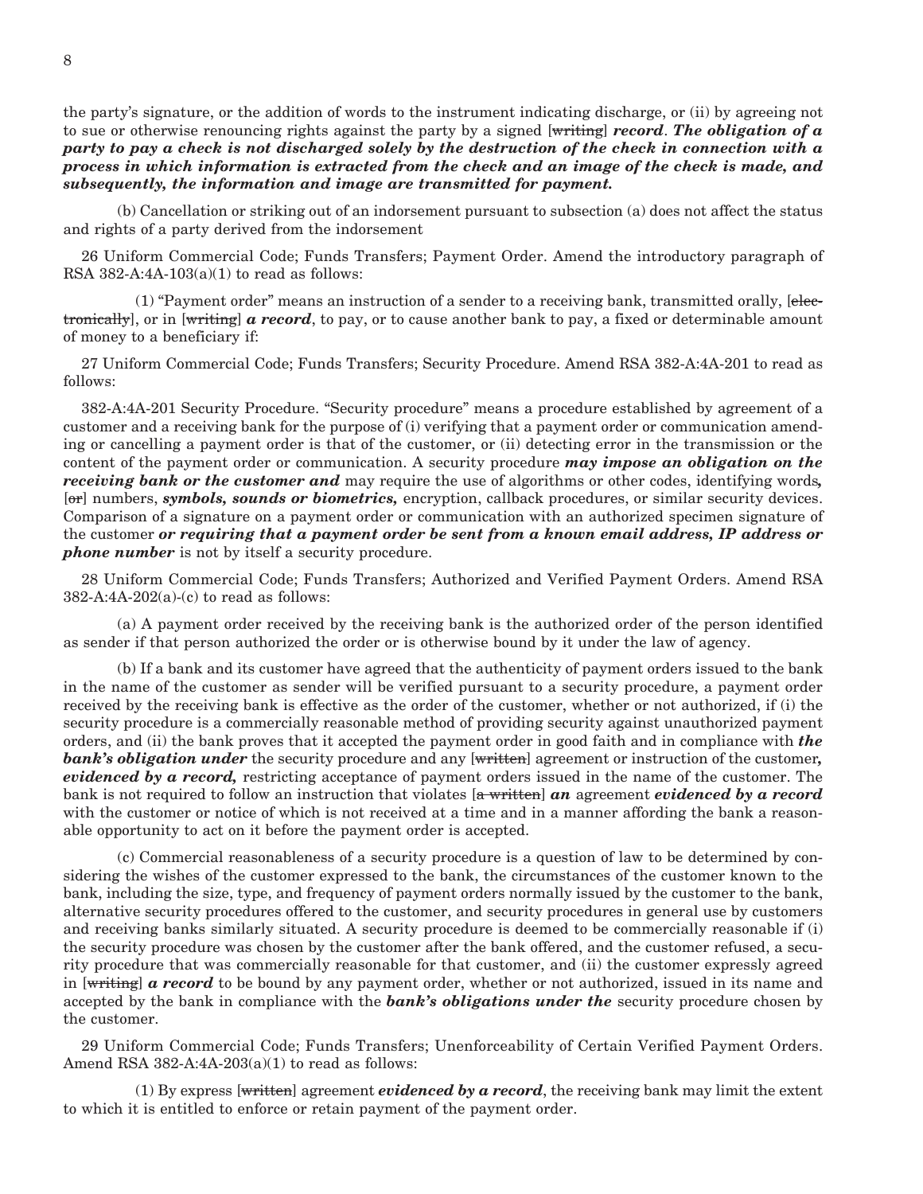the party's signature, or the addition of words to the instrument indicating discharge, or (ii) by agreeing not to sue or otherwise renouncing rights against the party by a signed [~~writing~~] ***record***. ***The obligation of a party to pay a check is not discharged solely by the destruction of the check in connection with a process in which information is extracted from the check and an image of the check is made, and subsequently, the information and image are transmitted for payment.***

(b) Cancellation or striking out of an indorsement pursuant to subsection (a) does not affect the status and rights of a party derived from the indorsement

26 Uniform Commercial Code; Funds Transfers; Payment Order. Amend the introductory paragraph of RSA 382-A:4A-103(a)(1) to read as follows:

(1) "Payment order" means an instruction of a sender to a receiving bank, transmitted orally, [~~electronically~~], or in [~~writing~~] ***a record***, to pay, or to cause another bank to pay, a fixed or determinable amount of money to a beneficiary if:

27 Uniform Commercial Code; Funds Transfers; Security Procedure. Amend RSA 382-A:4A-201 to read as follows:

382-A:4A-201 Security Procedure. "Security procedure" means a procedure established by agreement of a customer and a receiving bank for the purpose of (i) verifying that a payment order or communication amending or cancelling a payment order is that of the customer, or (ii) detecting error in the transmission or the content of the payment order or communication. A security procedure ***may impose an obligation on the receiving bank or the customer and*** may require the use of algorithms or other codes, identifying words***,*** [~~or~~] numbers, ***symbols, sounds or biometrics,*** encryption, callback procedures, or similar security devices. Comparison of a signature on a payment order or communication with an authorized specimen signature of the customer ***or requiring that a payment order be sent from a known email address, IP address or phone number*** is not by itself a security procedure.

28 Uniform Commercial Code; Funds Transfers; Authorized and Verified Payment Orders. Amend RSA 382-A:4A-202(a)-(c) to read as follows:

(a) A payment order received by the receiving bank is the authorized order of the person identified as sender if that person authorized the order or is otherwise bound by it under the law of agency.

(b) If a bank and its customer have agreed that the authenticity of payment orders issued to the bank in the name of the customer as sender will be verified pursuant to a security procedure, a payment order received by the receiving bank is effective as the order of the customer, whether or not authorized, if (i) the security procedure is a commercially reasonable method of providing security against unauthorized payment orders, and (ii) the bank proves that it accepted the payment order in good faith and in compliance with ***the bank's obligation under*** the security procedure and any [~~written~~] agreement or instruction of the customer***, evidenced by a record,*** restricting acceptance of payment orders issued in the name of the customer. The bank is not required to follow an instruction that violates [~~a written~~] ***an*** agreement ***evidenced by a record*** with the customer or notice of which is not received at a time and in a manner affording the bank a reasonable opportunity to act on it before the payment order is accepted.

(c) Commercial reasonableness of a security procedure is a question of law to be determined by considering the wishes of the customer expressed to the bank, the circumstances of the customer known to the bank, including the size, type, and frequency of payment orders normally issued by the customer to the bank, alternative security procedures offered to the customer, and security procedures in general use by customers and receiving banks similarly situated. A security procedure is deemed to be commercially reasonable if (i) the security procedure was chosen by the customer after the bank offered, and the customer refused, a security procedure that was commercially reasonable for that customer, and (ii) the customer expressly agreed in [~~writing~~] ***a record*** to be bound by any payment order, whether or not authorized, issued in its name and accepted by the bank in compliance with the ***bank's obligations under the*** security procedure chosen by the customer.

29 Uniform Commercial Code; Funds Transfers; Unenforceability of Certain Verified Payment Orders. Amend RSA 382-A:4A-203(a)(1) to read as follows:

(1) By express [~~written~~] agreement ***evidenced by a record***, the receiving bank may limit the extent to which it is entitled to enforce or retain payment of the payment order.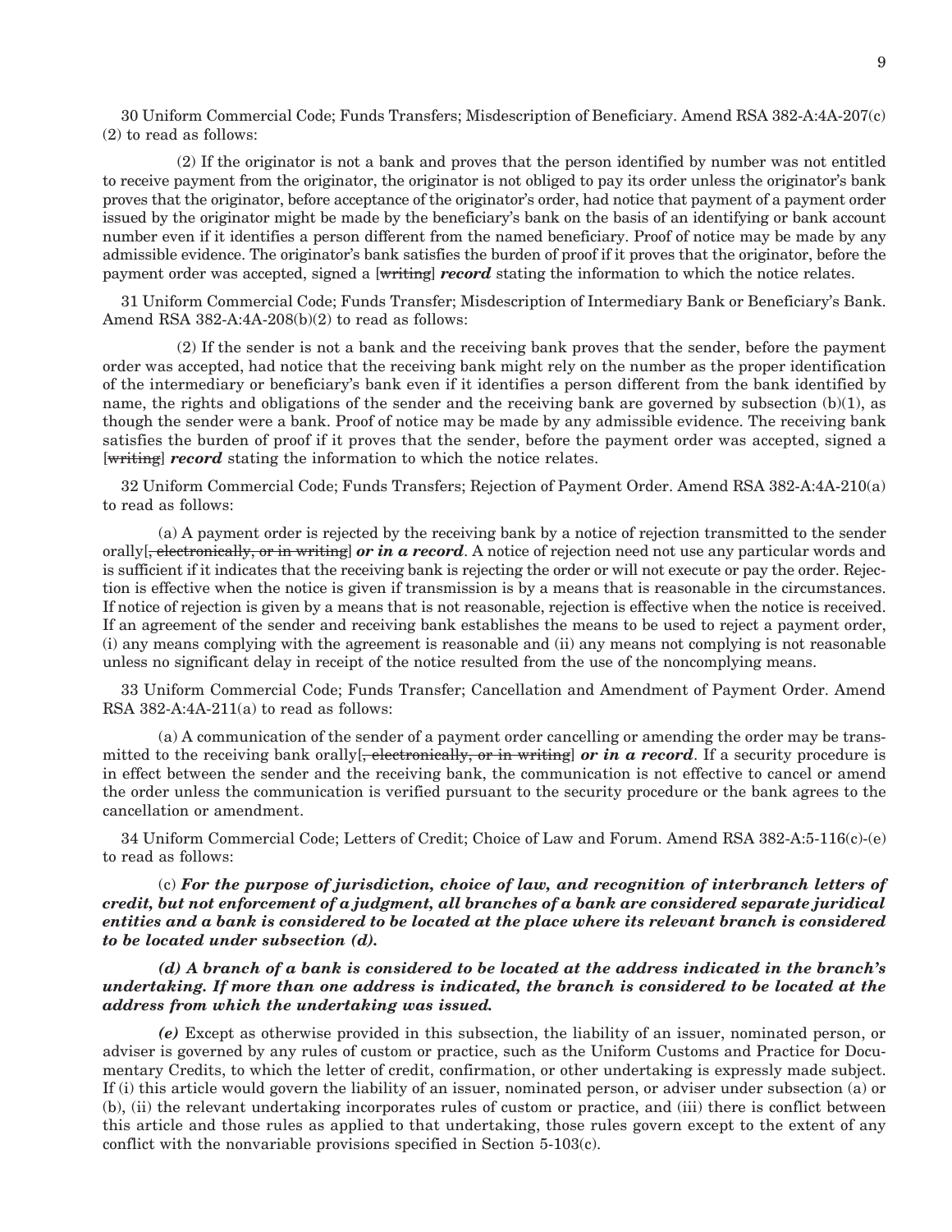30 Uniform Commercial Code; Funds Transfers; Misdescription of Beneficiary. Amend RSA 382-A:4A-207(c)(2) to read as follows:

(2) If the originator is not a bank and proves that the person identified by number was not entitled to receive payment from the originator, the originator is not obliged to pay its order unless the originator's bank proves that the originator, before acceptance of the originator's order, had notice that payment of a payment order issued by the originator might be made by the beneficiary's bank on the basis of an identifying or bank account number even if it identifies a person different from the named beneficiary. Proof of notice may be made by any admissible evidence. The originator's bank satisfies the burden of proof if it proves that the originator, before the payment order was accepted, signed a [~~writing~~] ***record*** stating the information to which the notice relates.

31 Uniform Commercial Code; Funds Transfer; Misdescription of Intermediary Bank or Beneficiary's Bank. Amend RSA 382-A:4A-208(b)(2) to read as follows:

(2) If the sender is not a bank and the receiving bank proves that the sender, before the payment order was accepted, had notice that the receiving bank might rely on the number as the proper identification of the intermediary or beneficiary's bank even if it identifies a person different from the bank identified by name, the rights and obligations of the sender and the receiving bank are governed by subsection (b)(1), as though the sender were a bank. Proof of notice may be made by any admissible evidence. The receiving bank satisfies the burden of proof if it proves that the sender, before the payment order was accepted, signed a [~~writing~~] ***record*** stating the information to which the notice relates.

32 Uniform Commercial Code; Funds Transfers; Rejection of Payment Order. Amend RSA 382-A:4A-210(a) to read as follows:

(a) A payment order is rejected by the receiving bank by a notice of rejection transmitted to the sender orally[~~, electronically, or in writing~~] ***or in a record***. A notice of rejection need not use any particular words and is sufficient if it indicates that the receiving bank is rejecting the order or will not execute or pay the order. Rejection is effective when the notice is given if transmission is by a means that is reasonable in the circumstances. If notice of rejection is given by a means that is not reasonable, rejection is effective when the notice is received. If an agreement of the sender and receiving bank establishes the means to be used to reject a payment order, (i) any means complying with the agreement is reasonable and (ii) any means not complying is not reasonable unless no significant delay in receipt of the notice resulted from the use of the noncomplying means.

33 Uniform Commercial Code; Funds Transfer; Cancellation and Amendment of Payment Order. Amend RSA 382-A:4A-211(a) to read as follows:

(a) A communication of the sender of a payment order cancelling or amending the order may be transmitted to the receiving bank orally[~~, electronically, or in writing~~] ***or in a record***. If a security procedure is in effect between the sender and the receiving bank, the communication is not effective to cancel or amend the order unless the communication is verified pursuant to the security procedure or the bank agrees to the cancellation or amendment.

34 Uniform Commercial Code; Letters of Credit; Choice of Law and Forum. Amend RSA 382-A:5-116(c)-(e) to read as follows:

(c) ***For the purpose of jurisdiction, choice of law, and recognition of interbranch letters of credit, but not enforcement of a judgment, all branches of a bank are considered separate juridical entities and a bank is considered to be located at the place where its relevant branch is considered to be located under subsection (d).***

***(d) A branch of a bank is considered to be located at the address indicated in the branch's undertaking. If more than one address is indicated, the branch is considered to be located at the address from which the undertaking was issued.***

***(e)*** Except as otherwise provided in this subsection, the liability of an issuer, nominated person, or adviser is governed by any rules of custom or practice, such as the Uniform Customs and Practice for Documentary Credits, to which the letter of credit, confirmation, or other undertaking is expressly made subject. If (i) this article would govern the liability of an issuer, nominated person, or adviser under subsection (a) or (b), (ii) the relevant undertaking incorporates rules of custom or practice, and (iii) there is conflict between this article and those rules as applied to that undertaking, those rules govern except to the extent of any conflict with the nonvariable provisions specified in Section 5-103(c).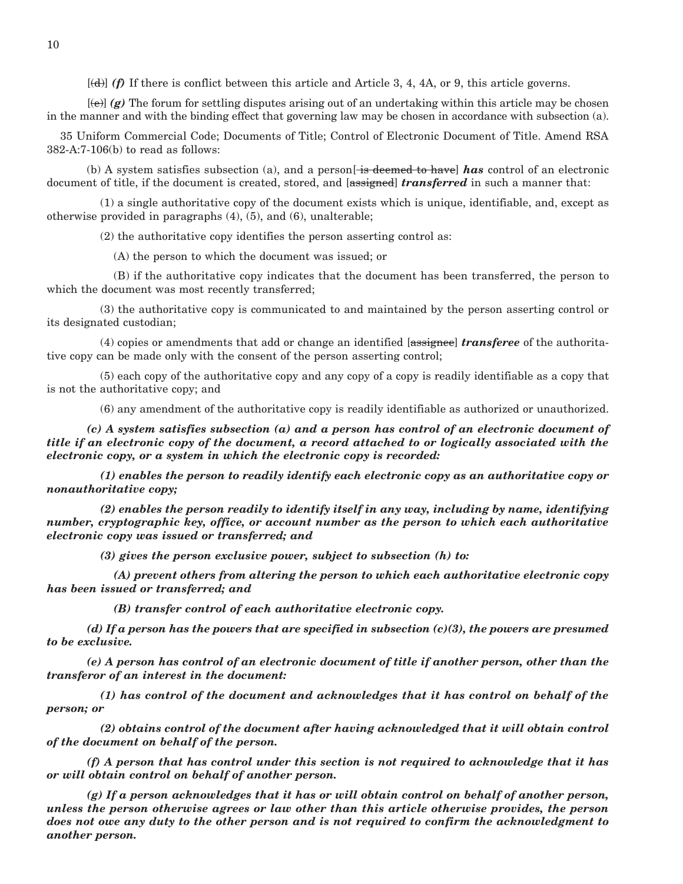[~~(d)~~] ***(f)*** If there is conflict between this article and Article 3, 4, 4A, or 9, this article governs.

[~~(e)~~] ***(g)*** The forum for settling disputes arising out of an undertaking within this article may be chosen in the manner and with the binding effect that governing law may be chosen in accordance with subsection (a).

35 Uniform Commercial Code; Documents of Title; Control of Electronic Document of Title. Amend RSA 382-A:7-106(b) to read as follows:

(b) A system satisfies subsection (a), and a person[~~ is deemed to have~~] ***has*** control of an electronic document of title, if the document is created, stored, and [~~assigned~~] ***transferred*** in such a manner that:

(1) a single authoritative copy of the document exists which is unique, identifiable, and, except as otherwise provided in paragraphs (4), (5), and (6), unalterable;

(2) the authoritative copy identifies the person asserting control as:

(A) the person to which the document was issued; or

(B) if the authoritative copy indicates that the document has been transferred, the person to which the document was most recently transferred;

(3) the authoritative copy is communicated to and maintained by the person asserting control or its designated custodian;

(4) copies or amendments that add or change an identified [~~assignee~~] ***transferee*** of the authoritative copy can be made only with the consent of the person asserting control;

(5) each copy of the authoritative copy and any copy of a copy is readily identifiable as a copy that is not the authoritative copy; and

(6) any amendment of the authoritative copy is readily identifiable as authorized or unauthorized.

***(c) A system satisfies subsection (a) and a person has control of an electronic document of title if an electronic copy of the document, a record attached to or logically associated with the electronic copy, or a system in which the electronic copy is recorded:***

***(1) enables the person to readily identify each electronic copy as an authoritative copy or nonauthoritative copy;***

***(2) enables the person readily to identify itself in any way, including by name, identifying number, cryptographic key, office, or account number as the person to which each authoritative electronic copy was issued or transferred; and***

***(3) gives the person exclusive power, subject to subsection (h) to:***

***(A) prevent others from altering the person to which each authoritative electronic copy has been issued or transferred; and***

***(B) transfer control of each authoritative electronic copy.***

***(d) If a person has the powers that are specified in subsection (c)(3), the powers are presumed to be exclusive.***

***(e) A person has control of an electronic document of title if another person, other than the transferor of an interest in the document:***

***(1) has control of the document and acknowledges that it has control on behalf of the person; or***

***(2) obtains control of the document after having acknowledged that it will obtain control of the document on behalf of the person.***

***(f) A person that has control under this section is not required to acknowledge that it has or will obtain control on behalf of another person.***

***(g) If a person acknowledges that it has or will obtain control on behalf of another person, unless the person otherwise agrees or law other than this article otherwise provides, the person does not owe any duty to the other person and is not required to confirm the acknowledgment to another person.***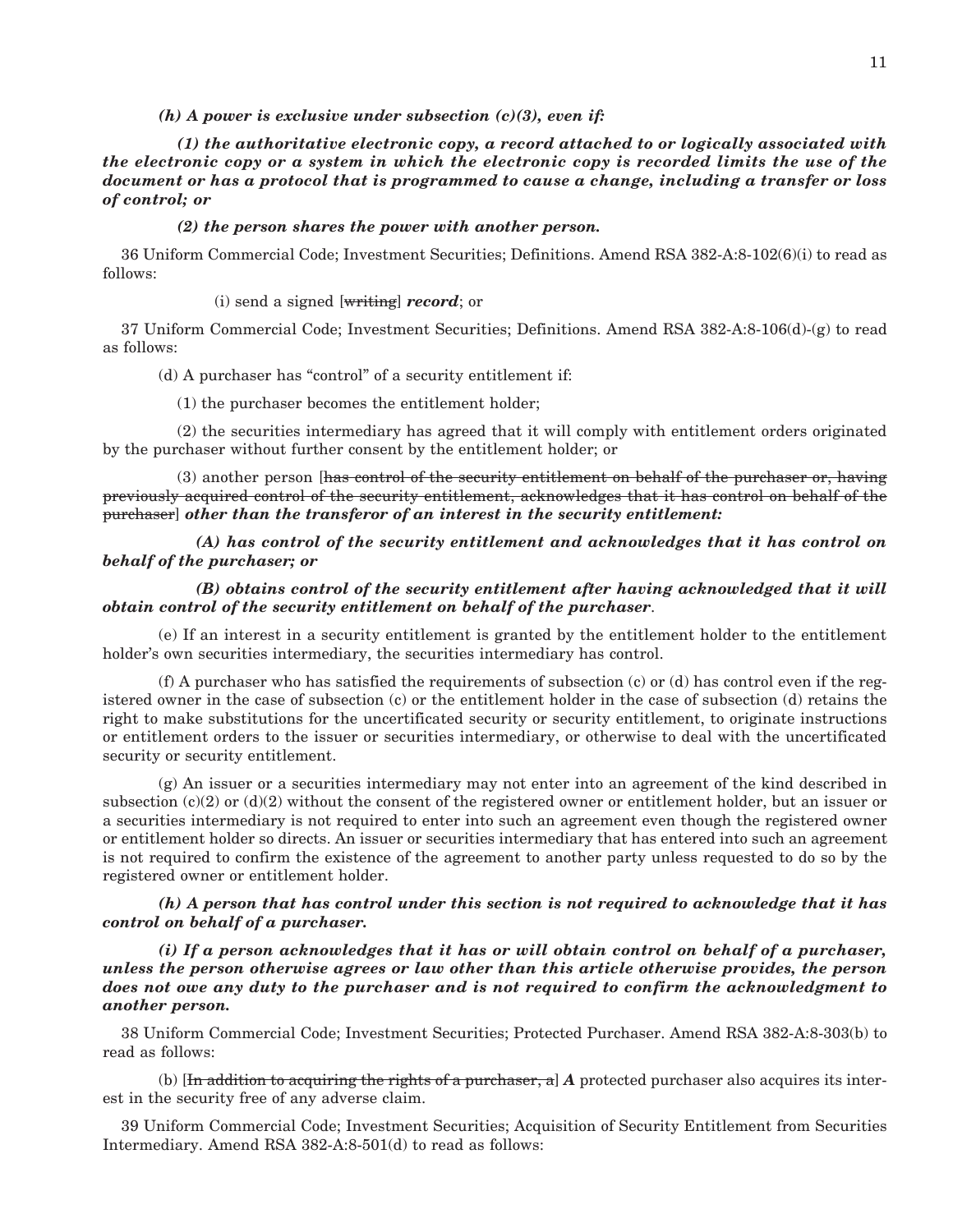***(h) A power is exclusive under subsection (c)(3), even if:***

***(1) the authoritative electronic copy, a record attached to or logically associated with the electronic copy or a system in which the electronic copy is recorded limits the use of the document or has a protocol that is programmed to cause a change, including a transfer or loss of control; or***

***(2) the person shares the power with another person.***

36 Uniform Commercial Code; Investment Securities; Definitions. Amend RSA 382-A:8-102(6)(i) to read as follows:

(i) send a signed [~~writing~~] ***record***; or

37 Uniform Commercial Code; Investment Securities; Definitions. Amend RSA 382-A:8-106(d)-(g) to read as follows:

(d) A purchaser has "control" of a security entitlement if:

(1) the purchaser becomes the entitlement holder;

(2) the securities intermediary has agreed that it will comply with entitlement orders originated by the purchaser without further consent by the entitlement holder; or

(3) another person [~~has control of the security entitlement on behalf of the purchaser or, having previously acquired control of the security entitlement, acknowledges that it has control on behalf of the purchaser~~] ***other than the transferor of an interest in the security entitlement:***

***(A) has control of the security entitlement and acknowledges that it has control on behalf of the purchaser; or***

***(B) obtains control of the security entitlement after having acknowledged that it will obtain control of the security entitlement on behalf of the purchaser***.

(e) If an interest in a security entitlement is granted by the entitlement holder to the entitlement holder's own securities intermediary, the securities intermediary has control.

(f) A purchaser who has satisfied the requirements of subsection (c) or (d) has control even if the registered owner in the case of subsection (c) or the entitlement holder in the case of subsection (d) retains the right to make substitutions for the uncertificated security or security entitlement, to originate instructions or entitlement orders to the issuer or securities intermediary, or otherwise to deal with the uncertificated security or security entitlement.

(g) An issuer or a securities intermediary may not enter into an agreement of the kind described in subsection (c)(2) or (d)(2) without the consent of the registered owner or entitlement holder, but an issuer or a securities intermediary is not required to enter into such an agreement even though the registered owner or entitlement holder so directs. An issuer or securities intermediary that has entered into such an agreement is not required to confirm the existence of the agreement to another party unless requested to do so by the registered owner or entitlement holder.

***(h) A person that has control under this section is not required to acknowledge that it has control on behalf of a purchaser.***

***(i) If a person acknowledges that it has or will obtain control on behalf of a purchaser, unless the person otherwise agrees or law other than this article otherwise provides, the person does not owe any duty to the purchaser and is not required to confirm the acknowledgment to another person.***

38 Uniform Commercial Code; Investment Securities; Protected Purchaser. Amend RSA 382-A:8-303(b) to read as follows:

(b) [~~In addition to acquiring the rights of a purchaser, a~~] ***A*** protected purchaser also acquires its interest in the security free of any adverse claim.

39 Uniform Commercial Code; Investment Securities; Acquisition of Security Entitlement from Securities Intermediary. Amend RSA 382-A:8-501(d) to read as follows: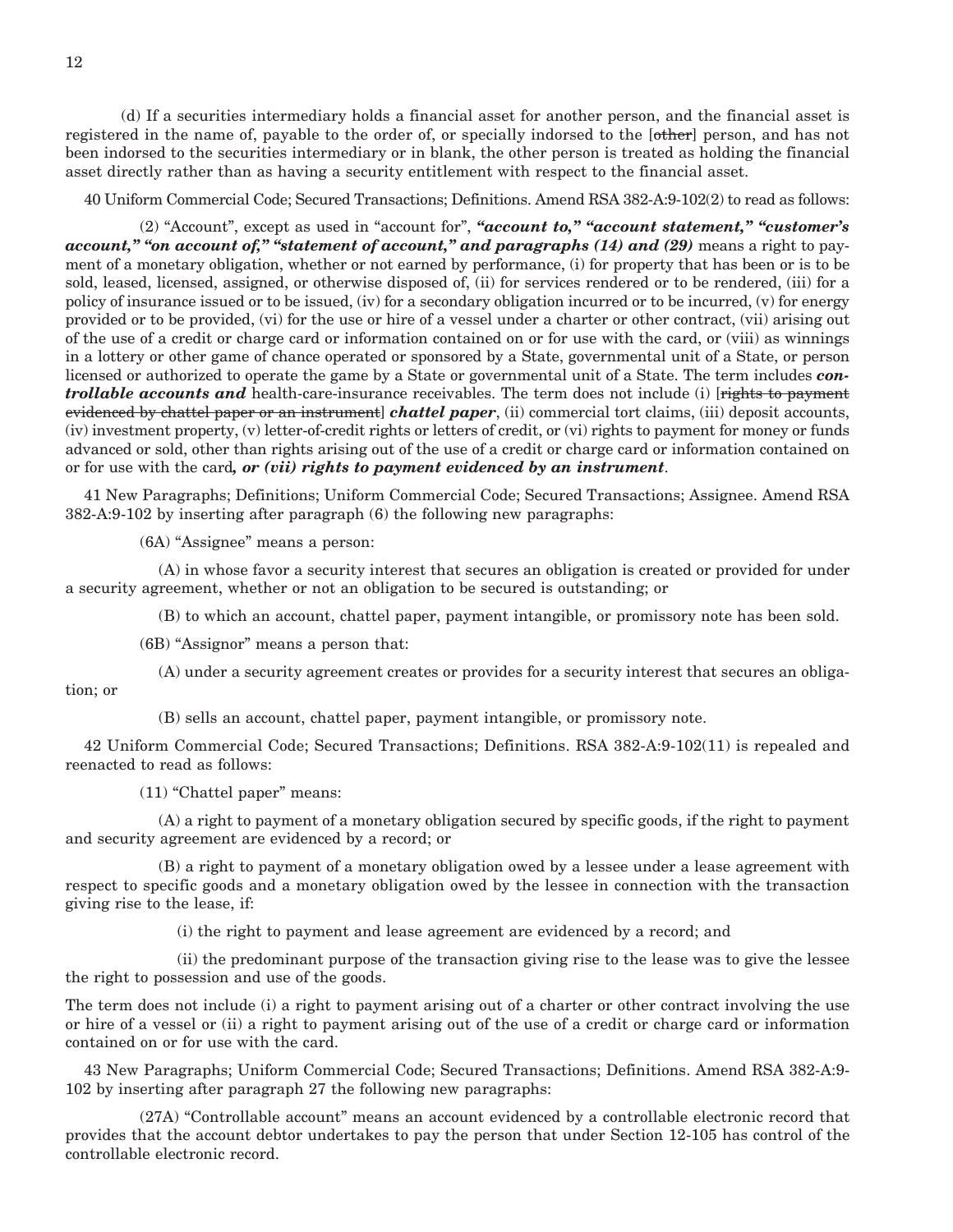(d) If a securities intermediary holds a financial asset for another person, and the financial asset is registered in the name of, payable to the order of, or specially indorsed to the [~~other~~] person, and has not been indorsed to the securities intermediary or in blank, the other person is treated as holding the financial asset directly rather than as having a security entitlement with respect to the financial asset.

40 Uniform Commercial Code; Secured Transactions; Definitions. Amend RSA 382-A:9-102(2) to read as follows:

(2) "Account", except as used in "account for", ***"account to," "account statement," "customer's account," "on account of," "statement of account," and paragraphs (14) and (29)*** means a right to payment of a monetary obligation, whether or not earned by performance, (i) for property that has been or is to be sold, leased, licensed, assigned, or otherwise disposed of, (ii) for services rendered or to be rendered, (iii) for a policy of insurance issued or to be issued, (iv) for a secondary obligation incurred or to be incurred, (v) for energy provided or to be provided, (vi) for the use or hire of a vessel under a charter or other contract, (vii) arising out of the use of a credit or charge card or information contained on or for use with the card, or (viii) as winnings in a lottery or other game of chance operated or sponsored by a State, governmental unit of a State, or person licensed or authorized to operate the game by a State or governmental unit of a State. The term includes ***controllable accounts and*** health-care-insurance receivables. The term does not include (i) [~~rights to payment evidenced by chattel paper or an instrument~~] ***chattel paper***, (ii) commercial tort claims, (iii) deposit accounts, (iv) investment property, (v) letter-of-credit rights or letters of credit, or (vi) rights to payment for money or funds advanced or sold, other than rights arising out of the use of a credit or charge card or information contained on or for use with the card***, or (vii) rights to payment evidenced by an instrument***.

41 New Paragraphs; Definitions; Uniform Commercial Code; Secured Transactions; Assignee. Amend RSA 382-A:9-102 by inserting after paragraph (6) the following new paragraphs:

(6A) "Assignee" means a person:

(A) in whose favor a security interest that secures an obligation is created or provided for under a security agreement, whether or not an obligation to be secured is outstanding; or

(B) to which an account, chattel paper, payment intangible, or promissory note has been sold.

(6B) "Assignor" means a person that:

(A) under a security agreement creates or provides for a security interest that secures an obligation; or

(B) sells an account, chattel paper, payment intangible, or promissory note.

42 Uniform Commercial Code; Secured Transactions; Definitions. RSA 382-A:9-102(11) is repealed and reenacted to read as follows:

(11) "Chattel paper" means:

(A) a right to payment of a monetary obligation secured by specific goods, if the right to payment and security agreement are evidenced by a record; or

(B) a right to payment of a monetary obligation owed by a lessee under a lease agreement with respect to specific goods and a monetary obligation owed by the lessee in connection with the transaction giving rise to the lease, if:

(i) the right to payment and lease agreement are evidenced by a record; and

(ii) the predominant purpose of the transaction giving rise to the lease was to give the lessee the right to possession and use of the goods.

The term does not include (i) a right to payment arising out of a charter or other contract involving the use or hire of a vessel or (ii) a right to payment arising out of the use of a credit or charge card or information contained on or for use with the card.

43 New Paragraphs; Uniform Commercial Code; Secured Transactions; Definitions. Amend RSA 382-A:9-102 by inserting after paragraph 27 the following new paragraphs:

(27A) "Controllable account" means an account evidenced by a controllable electronic record that provides that the account debtor undertakes to pay the person that under Section 12-105 has control of the controllable electronic record.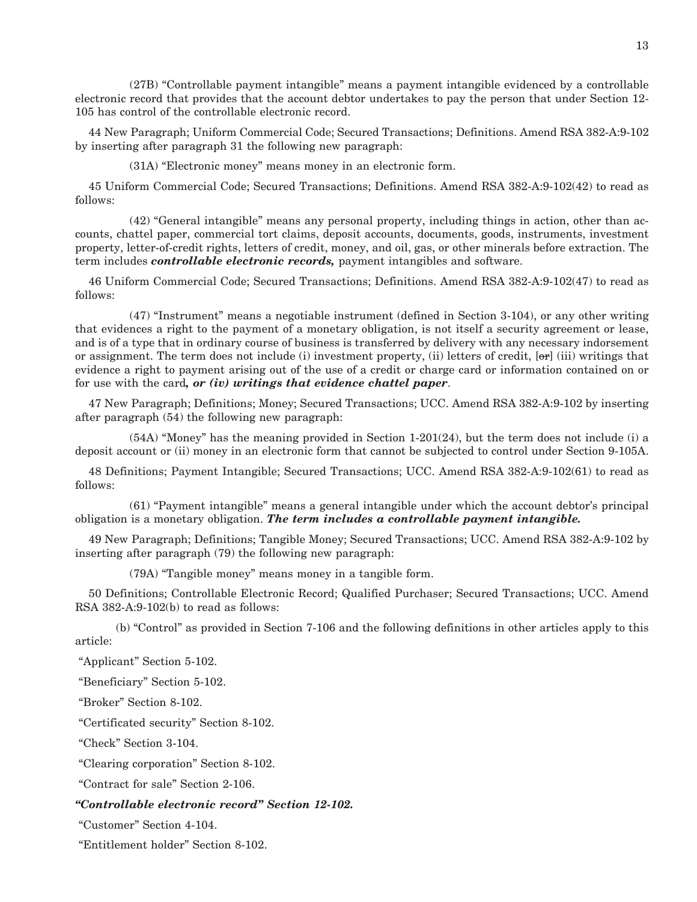(27B) "Controllable payment intangible" means a payment intangible evidenced by a controllable electronic record that provides that the account debtor undertakes to pay the person that under Section 12-105 has control of the controllable electronic record.

44 New Paragraph; Uniform Commercial Code; Secured Transactions; Definitions. Amend RSA 382-A:9-102 by inserting after paragraph 31 the following new paragraph:

(31A) "Electronic money" means money in an electronic form.

45 Uniform Commercial Code; Secured Transactions; Definitions. Amend RSA 382-A:9-102(42) to read as follows:

(42) "General intangible" means any personal property, including things in action, other than accounts, chattel paper, commercial tort claims, deposit accounts, documents, goods, instruments, investment property, letter-of-credit rights, letters of credit, money, and oil, gas, or other minerals before extraction. The term includes ***controllable electronic records,*** payment intangibles and software.

46 Uniform Commercial Code; Secured Transactions; Definitions. Amend RSA 382-A:9-102(47) to read as follows:

(47) "Instrument" means a negotiable instrument (defined in Section 3-104), or any other writing that evidences a right to the payment of a monetary obligation, is not itself a security agreement or lease, and is of a type that in ordinary course of business is transferred by delivery with any necessary indorsement or assignment. The term does not include (i) investment property, (ii) letters of credit, [~~or~~] (iii) writings that evidence a right to payment arising out of the use of a credit or charge card or information contained on or for use with the card***, or (iv) writings that evidence chattel paper***.

47 New Paragraph; Definitions; Money; Secured Transactions; UCC. Amend RSA 382-A:9-102 by inserting after paragraph (54) the following new paragraph:

(54A) "Money" has the meaning provided in Section 1-201(24), but the term does not include (i) a deposit account or (ii) money in an electronic form that cannot be subjected to control under Section 9-105A.

48 Definitions; Payment Intangible; Secured Transactions; UCC. Amend RSA 382-A:9-102(61) to read as follows:

(61) "Payment intangible" means a general intangible under which the account debtor's principal obligation is a monetary obligation. ***The term includes a controllable payment intangible.***

49 New Paragraph; Definitions; Tangible Money; Secured Transactions; UCC. Amend RSA 382-A:9-102 by inserting after paragraph (79) the following new paragraph:

(79A) "Tangible money" means money in a tangible form.

50 Definitions; Controllable Electronic Record; Qualified Purchaser; Secured Transactions; UCC. Amend RSA 382-A:9-102(b) to read as follows:

(b) "Control" as provided in Section 7-106 and the following definitions in other articles apply to this article:

"Applicant" Section 5-102.

"Beneficiary" Section 5-102.

"Broker" Section 8-102.

"Certificated security" Section 8-102.

"Check" Section 3-104.

"Clearing corporation" Section 8-102.

"Contract for sale" Section 2-106.

***"Controllable electronic record" Section 12-102.***

"Customer" Section 4-104.

"Entitlement holder" Section 8-102.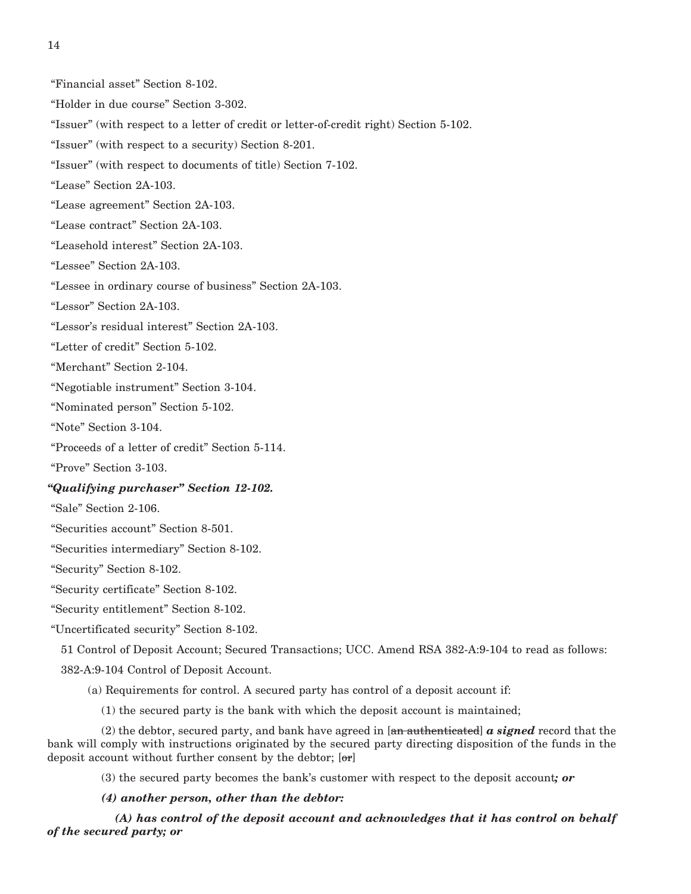"Financial asset" Section 8-102.

"Holder in due course" Section 3-302.

"Issuer" (with respect to a letter of credit or letter-of-credit right) Section 5-102.

"Issuer" (with respect to a security) Section 8-201.

"Issuer" (with respect to documents of title) Section 7-102.

"Lease" Section 2A-103.

"Lease agreement" Section 2A-103.

"Lease contract" Section 2A-103.

"Leasehold interest" Section 2A-103.

"Lessee" Section 2A-103.

"Lessee in ordinary course of business" Section 2A-103.

"Lessor" Section 2A-103.

"Lessor's residual interest" Section 2A-103.

"Letter of credit" Section 5-102.

"Merchant" Section 2-104.

"Negotiable instrument" Section 3-104.

"Nominated person" Section 5-102.

"Note" Section 3-104.

"Proceeds of a letter of credit" Section 5-114.

"Prove" Section 3-103.

***"Qualifying purchaser" Section 12-102.***

"Sale" Section 2-106.

"Securities account" Section 8-501.

"Securities intermediary" Section 8-102.

"Security" Section 8-102.

"Security certificate" Section 8-102.

"Security entitlement" Section 8-102.

"Uncertificated security" Section 8-102.

51 Control of Deposit Account; Secured Transactions; UCC. Amend RSA 382-A:9-104 to read as follows:

382-A:9-104 Control of Deposit Account.

(a) Requirements for control. A secured party has control of a deposit account if:

(1) the secured party is the bank with which the deposit account is maintained;

(2) the debtor, secured party, and bank have agreed in [~~an authenticated~~] ***a signed*** record that the bank will comply with instructions originated by the secured party directing disposition of the funds in the deposit account without further consent by the debtor; [~~or~~]

(3) the secured party becomes the bank's customer with respect to the deposit account***; or***

***(4) another person, other than the debtor:***

***(A) has control of the deposit account and acknowledges that it has control on behalf of the secured party; or***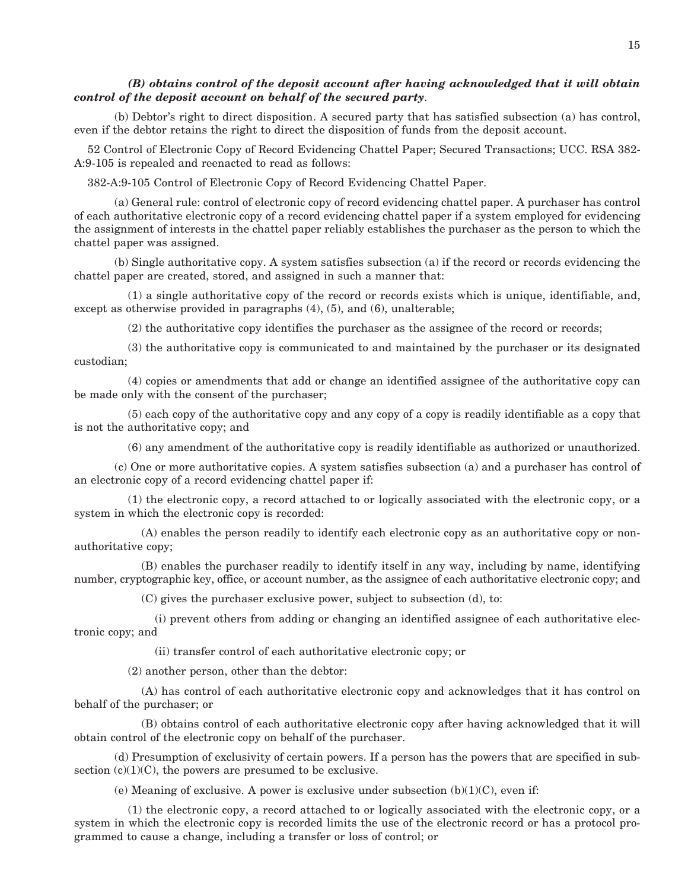***(B) obtains control of the deposit account after having acknowledged that it will obtain control of the deposit account on behalf of the secured party*.**

(b) Debtor's right to direct disposition. A secured party that has satisfied subsection (a) has control, even if the debtor retains the right to direct the disposition of funds from the deposit account.

52 Control of Electronic Copy of Record Evidencing Chattel Paper; Secured Transactions; UCC. RSA 382-A:9-105 is repealed and reenacted to read as follows:

382-A:9-105 Control of Electronic Copy of Record Evidencing Chattel Paper.

(a) General rule: control of electronic copy of record evidencing chattel paper. A purchaser has control of each authoritative electronic copy of a record evidencing chattel paper if a system employed for evidencing the assignment of interests in the chattel paper reliably establishes the purchaser as the person to which the chattel paper was assigned.

(b) Single authoritative copy. A system satisfies subsection (a) if the record or records evidencing the chattel paper are created, stored, and assigned in such a manner that:

(1) a single authoritative copy of the record or records exists which is unique, identifiable, and, except as otherwise provided in paragraphs (4), (5), and (6), unalterable;

(2) the authoritative copy identifies the purchaser as the assignee of the record or records;

(3) the authoritative copy is communicated to and maintained by the purchaser or its designated custodian;

(4) copies or amendments that add or change an identified assignee of the authoritative copy can be made only with the consent of the purchaser;

(5) each copy of the authoritative copy and any copy of a copy is readily identifiable as a copy that is not the authoritative copy; and

(6) any amendment of the authoritative copy is readily identifiable as authorized or unauthorized.

(c) One or more authoritative copies. A system satisfies subsection (a) and a purchaser has control of an electronic copy of a record evidencing chattel paper if:

(1) the electronic copy, a record attached to or logically associated with the electronic copy, or a system in which the electronic copy is recorded:

(A) enables the person readily to identify each electronic copy as an authoritative copy or non-authoritative copy;

(B) enables the purchaser readily to identify itself in any way, including by name, identifying number, cryptographic key, office, or account number, as the assignee of each authoritative electronic copy; and

(C) gives the purchaser exclusive power, subject to subsection (d), to:

(i) prevent others from adding or changing an identified assignee of each authoritative electronic copy; and

(ii) transfer control of each authoritative electronic copy; or

(2) another person, other than the debtor:

(A) has control of each authoritative electronic copy and acknowledges that it has control on behalf of the purchaser; or

(B) obtains control of each authoritative electronic copy after having acknowledged that it will obtain control of the electronic copy on behalf of the purchaser.

(d) Presumption of exclusivity of certain powers. If a person has the powers that are specified in subsection (c)(1)(C), the powers are presumed to be exclusive.

(e) Meaning of exclusive. A power is exclusive under subsection (b)(1)(C), even if:

(1) the electronic copy, a record attached to or logically associated with the electronic copy, or a system in which the electronic copy is recorded limits the use of the electronic record or has a protocol programmed to cause a change, including a transfer or loss of control; or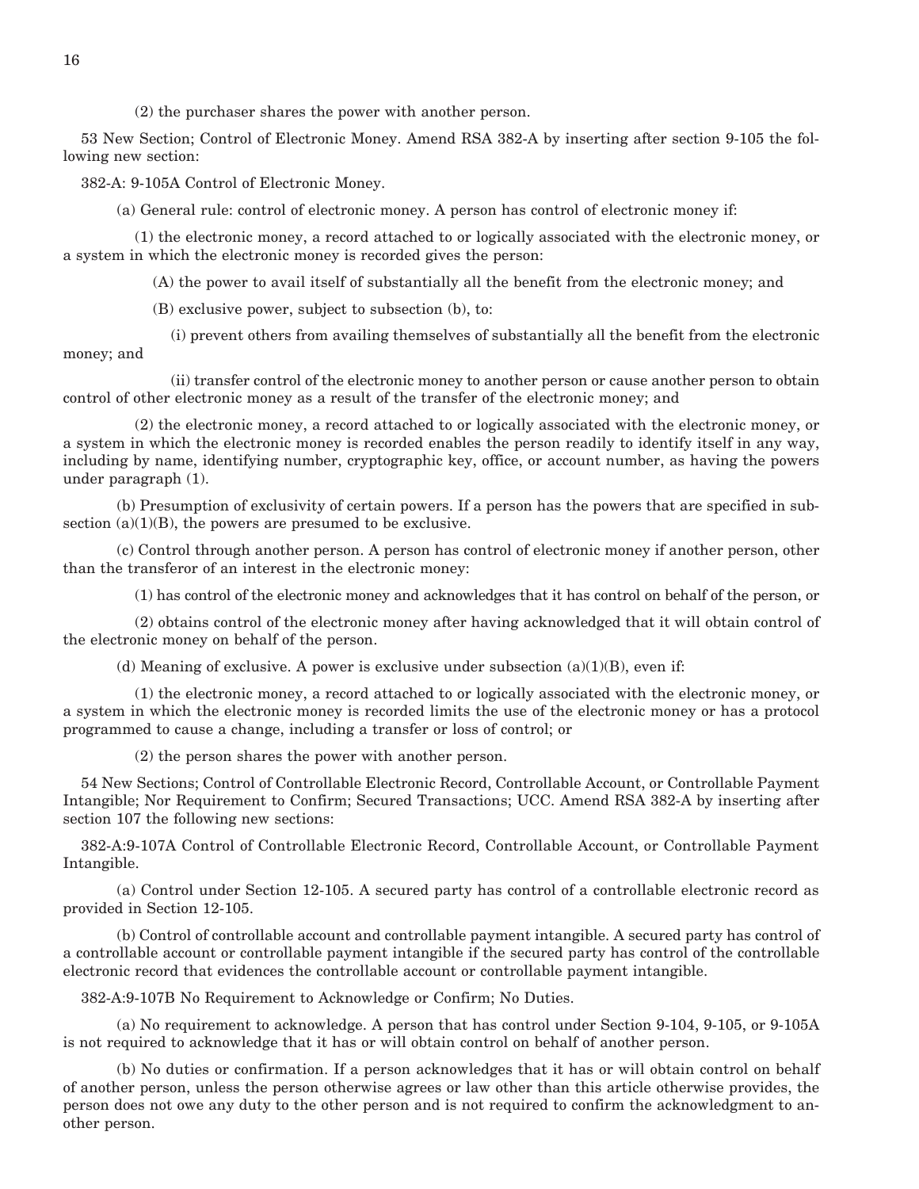(2) the purchaser shares the power with another person.

53 New Section; Control of Electronic Money. Amend RSA 382-A by inserting after section 9-105 the following new section:

382-A: 9-105A Control of Electronic Money.

(a) General rule: control of electronic money. A person has control of electronic money if:

(1) the electronic money, a record attached to or logically associated with the electronic money, or a system in which the electronic money is recorded gives the person:

(A) the power to avail itself of substantially all the benefit from the electronic money; and

(B) exclusive power, subject to subsection (b), to:

(i) prevent others from availing themselves of substantially all the benefit from the electronic money; and

(ii) transfer control of the electronic money to another person or cause another person to obtain control of other electronic money as a result of the transfer of the electronic money; and

(2) the electronic money, a record attached to or logically associated with the electronic money, or a system in which the electronic money is recorded enables the person readily to identify itself in any way, including by name, identifying number, cryptographic key, office, or account number, as having the powers under paragraph (1).

(b) Presumption of exclusivity of certain powers. If a person has the powers that are specified in subsection (a)(1)(B), the powers are presumed to be exclusive.

(c) Control through another person. A person has control of electronic money if another person, other than the transferor of an interest in the electronic money:

(1) has control of the electronic money and acknowledges that it has control on behalf of the person, or

(2) obtains control of the electronic money after having acknowledged that it will obtain control of the electronic money on behalf of the person.

(d) Meaning of exclusive. A power is exclusive under subsection (a)(1)(B), even if:

(1) the electronic money, a record attached to or logically associated with the electronic money, or a system in which the electronic money is recorded limits the use of the electronic money or has a protocol programmed to cause a change, including a transfer or loss of control; or

(2) the person shares the power with another person.

54 New Sections; Control of Controllable Electronic Record, Controllable Account, or Controllable Payment Intangible; Nor Requirement to Confirm; Secured Transactions; UCC. Amend RSA 382-A by inserting after section 107 the following new sections:

382-A:9-107A Control of Controllable Electronic Record, Controllable Account, or Controllable Payment Intangible.

(a) Control under Section 12-105. A secured party has control of a controllable electronic record as provided in Section 12-105.

(b) Control of controllable account and controllable payment intangible. A secured party has control of a controllable account or controllable payment intangible if the secured party has control of the controllable electronic record that evidences the controllable account or controllable payment intangible.

382-A:9-107B No Requirement to Acknowledge or Confirm; No Duties.

(a) No requirement to acknowledge. A person that has control under Section 9-104, 9-105, or 9-105A is not required to acknowledge that it has or will obtain control on behalf of another person.

(b) No duties or confirmation. If a person acknowledges that it has or will obtain control on behalf of another person, unless the person otherwise agrees or law other than this article otherwise provides, the person does not owe any duty to the other person and is not required to confirm the acknowledgment to another person.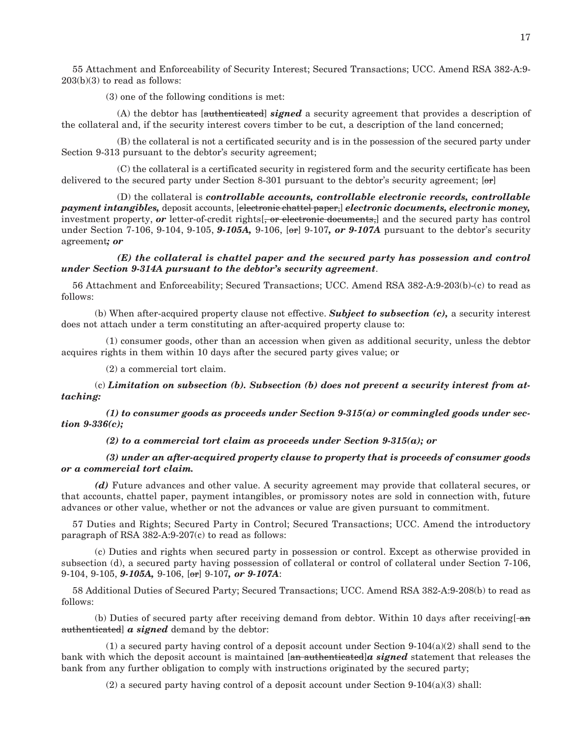55 Attachment and Enforceability of Security Interest; Secured Transactions; UCC. Amend RSA 382-A:9-203(b)(3) to read as follows:

(3) one of the following conditions is met:

(A) the debtor has [~~authenticated~~] ***signed*** a security agreement that provides a description of the collateral and, if the security interest covers timber to be cut, a description of the land concerned;

(B) the collateral is not a certificated security and is in the possession of the secured party under Section 9-313 pursuant to the debtor's security agreement;

(C) the collateral is a certificated security in registered form and the security certificate has been delivered to the secured party under Section 8-301 pursuant to the debtor's security agreement; [~~or~~]

(D) the collateral is ***controllable accounts, controllable electronic records, controllable payment intangibles,*** deposit accounts, [~~electronic chattel paper,~~] ***electronic documents, electronic money,*** investment property, ***or*** letter-of-credit rights[~~, or electronic documents,~~] and the secured party has control under Section 7-106, 9-104, 9-105, ***9-105A,*** 9-106, [~~or~~] 9-107***, or 9-107A*** pursuant to the debtor's security agreement***; or***

***(E) the collateral is chattel paper and the secured party has possession and control under Section 9-314A pursuant to the debtor's security agreement***.

56 Attachment and Enforceability; Secured Transactions; UCC. Amend RSA 382-A:9-203(b)-(c) to read as follows:

(b) When after-acquired property clause not effective. ***Subject to subsection (c),*** a security interest does not attach under a term constituting an after-acquired property clause to:

(1) consumer goods, other than an accession when given as additional security, unless the debtor acquires rights in them within 10 days after the secured party gives value; or

(2) a commercial tort claim.

(c) ***Limitation on subsection (b). Subsection (b) does not prevent a security interest from attaching:***

***(1) to consumer goods as proceeds under Section 9-315(a) or commingled goods under section 9-336(c);***

***(2) to a commercial tort claim as proceeds under Section 9-315(a); or***

***(3) under an after-acquired property clause to property that is proceeds of consumer goods or a commercial tort claim.***

***(d)*** Future advances and other value. A security agreement may provide that collateral secures, or that accounts, chattel paper, payment intangibles, or promissory notes are sold in connection with, future advances or other value, whether or not the advances or value are given pursuant to commitment.

57 Duties and Rights; Secured Party in Control; Secured Transactions; UCC. Amend the introductory paragraph of RSA 382-A:9-207(c) to read as follows:

(c) Duties and rights when secured party in possession or control. Except as otherwise provided in subsection (d), a secured party having possession of collateral or control of collateral under Section 7-106, 9-104, 9-105, ***9-105A,*** 9-106, [~~or~~] 9-107***, or 9-107A***:

58 Additional Duties of Secured Party; Secured Transactions; UCC. Amend RSA 382-A:9-208(b) to read as follows:

(b) Duties of secured party after receiving demand from debtor. Within 10 days after receiving[~~ an authenticated~~] ***a signed*** demand by the debtor:

(1) a secured party having control of a deposit account under Section 9-104(a)(2) shall send to the bank with which the deposit account is maintained [~~an authenticated~~]***a signed*** statement that releases the bank from any further obligation to comply with instructions originated by the secured party;

(2) a secured party having control of a deposit account under Section 9-104(a)(3) shall: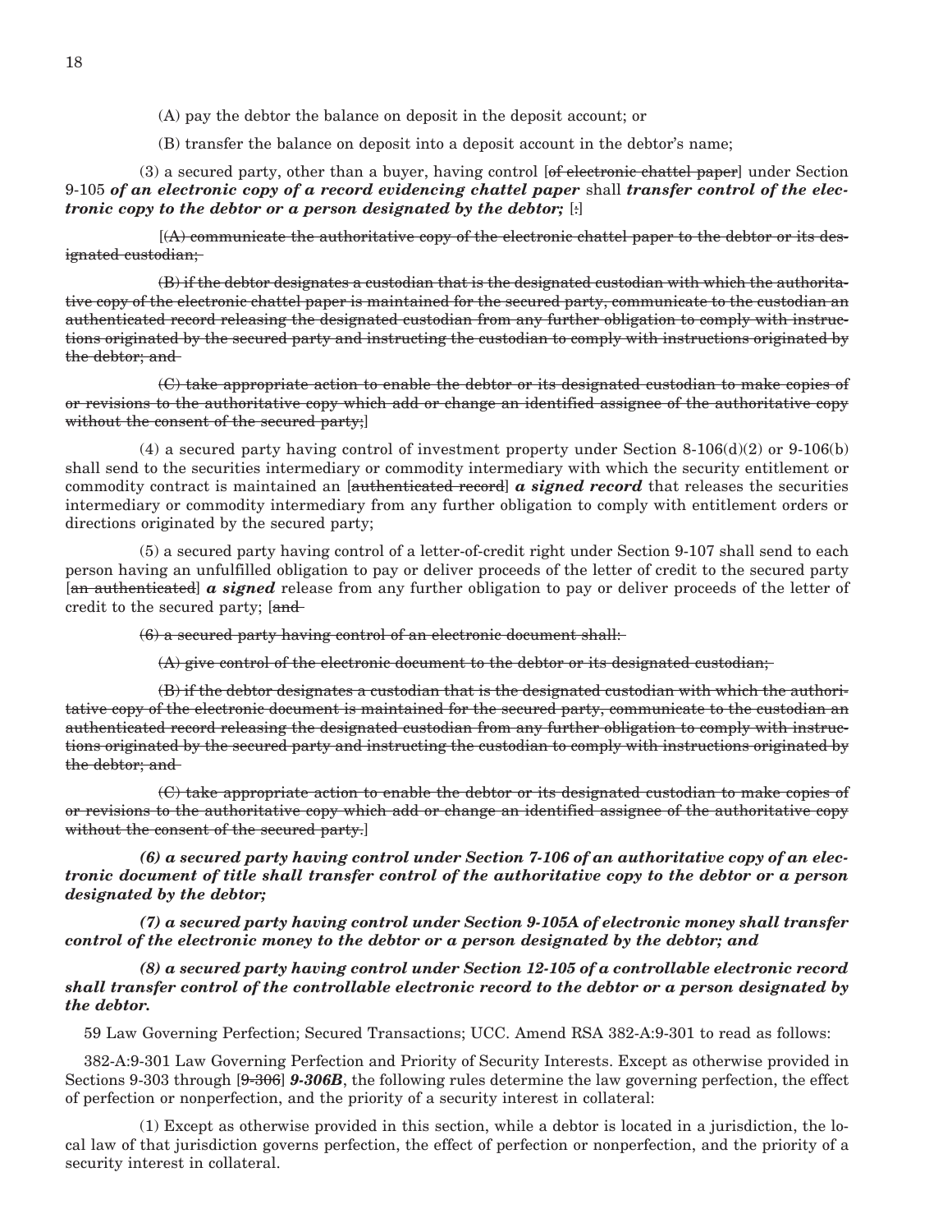(A) pay the debtor the balance on deposit in the deposit account; or

(B) transfer the balance on deposit into a deposit account in the debtor's name;

(3) a secured party, other than a buyer, having control [~~of electronic chattel paper~~] under Section 9-105 ***of an electronic copy of a record evidencing chattel paper*** shall ***transfer control of the electronic copy to the debtor or a person designated by the debtor;*** [~~:~~]

[~~(A) communicate the authoritative copy of the electronic chattel paper to the debtor or its designated custodian;~~

~~(B) if the debtor designates a custodian that is the designated custodian with which the authoritative copy of the electronic chattel paper is maintained for the secured party, communicate to the custodian an authenticated record releasing the designated custodian from any further obligation to comply with instructions originated by the secured party and instructing the custodian to comply with instructions originated by the debtor; and~~

~~(C) take appropriate action to enable the debtor or its designated custodian to make copies of or revisions to the authoritative copy which add or change an identified assignee of the authoritative copy without the consent of the secured party;~~]

(4) a secured party having control of investment property under Section 8-106(d)(2) or 9-106(b) shall send to the securities intermediary or commodity intermediary with which the security entitlement or commodity contract is maintained an [~~authenticated record~~] ***a signed record*** that releases the securities intermediary or commodity intermediary from any further obligation to comply with entitlement orders or directions originated by the secured party;

(5) a secured party having control of a letter-of-credit right under Section 9-107 shall send to each person having an unfulfilled obligation to pay or deliver proceeds of the letter of credit to the secured party [~~an authenticated~~] ***a signed*** release from any further obligation to pay or deliver proceeds of the letter of credit to the secured party; [~~and~~

~~(6) a secured party having control of an electronic document shall:~~

~~(A) give control of the electronic document to the debtor or its designated custodian;~~

~~(B) if the debtor designates a custodian that is the designated custodian with which the authoritative copy of the electronic document is maintained for the secured party, communicate to the custodian an authenticated record releasing the designated custodian from any further obligation to comply with instructions originated by the secured party and instructing the custodian to comply with instructions originated by the debtor; and~~

~~(C) take appropriate action to enable the debtor or its designated custodian to make copies of or revisions to the authoritative copy which add or change an identified assignee of the authoritative copy without the consent of the secured party.~~]

***(6) a secured party having control under Section 7-106 of an authoritative copy of an electronic document of title shall transfer control of the authoritative copy to the debtor or a person designated by the debtor;***

***(7) a secured party having control under Section 9-105A of electronic money shall transfer control of the electronic money to the debtor or a person designated by the debtor; and***

***(8) a secured party having control under Section 12-105 of a controllable electronic record shall transfer control of the controllable electronic record to the debtor or a person designated by the debtor.***

59 Law Governing Perfection; Secured Transactions; UCC. Amend RSA 382-A:9-301 to read as follows:

382-A:9-301 Law Governing Perfection and Priority of Security Interests. Except as otherwise provided in Sections 9-303 through [~~9-306~~] ***9-306B***, the following rules determine the law governing perfection, the effect of perfection or nonperfection, and the priority of a security interest in collateral:

(1) Except as otherwise provided in this section, while a debtor is located in a jurisdiction, the local law of that jurisdiction governs perfection, the effect of perfection or nonperfection, and the priority of a security interest in collateral.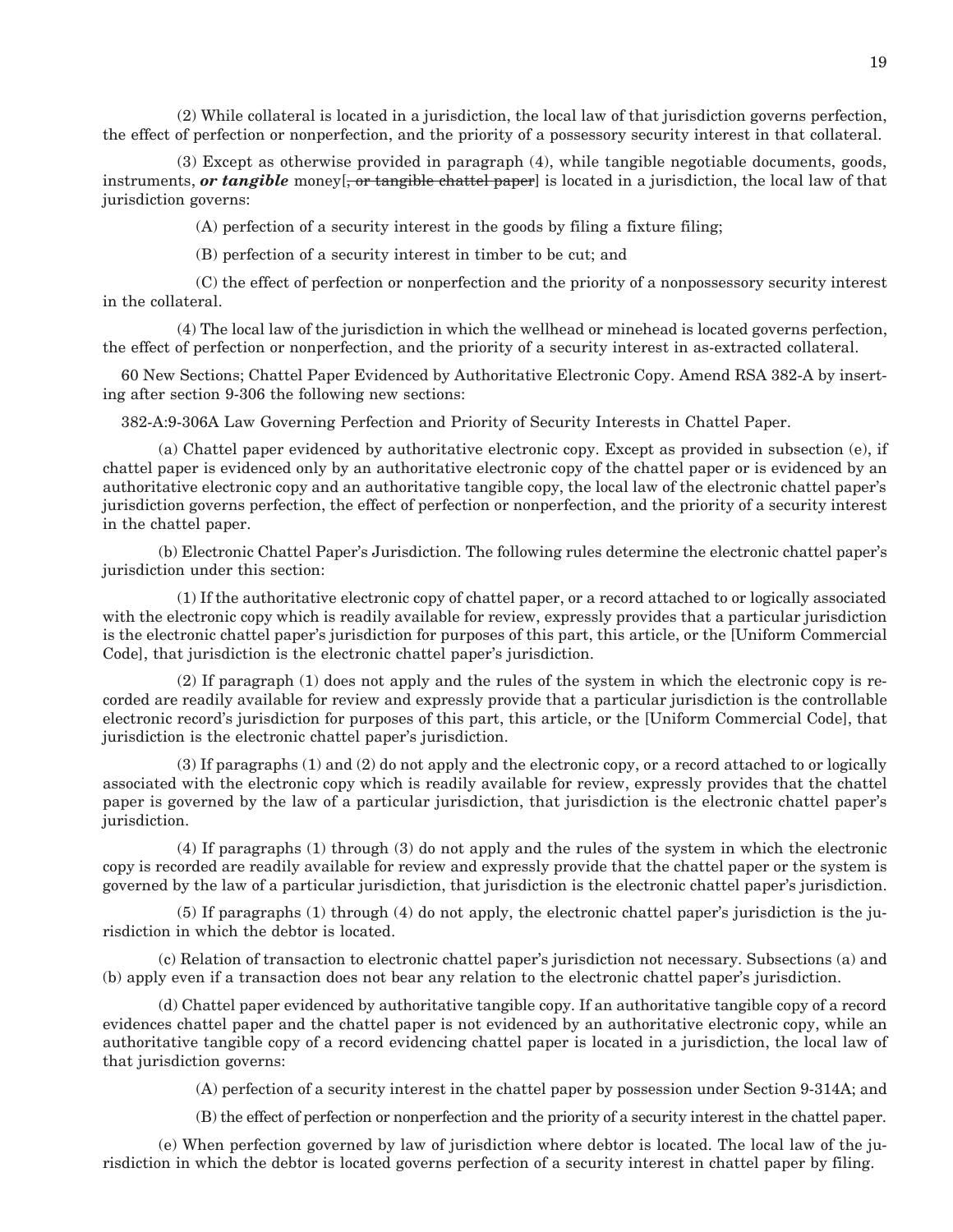(2) While collateral is located in a jurisdiction, the local law of that jurisdiction governs perfection, the effect of perfection or nonperfection, and the priority of a possessory security interest in that collateral.

(3) Except as otherwise provided in paragraph (4), while tangible negotiable documents, goods, instruments, ***or tangible*** money[~~, or tangible chattel paper~~] is located in a jurisdiction, the local law of that jurisdiction governs:

(A) perfection of a security interest in the goods by filing a fixture filing;

(B) perfection of a security interest in timber to be cut; and

(C) the effect of perfection or nonperfection and the priority of a nonpossessory security interest in the collateral.

(4) The local law of the jurisdiction in which the wellhead or minehead is located governs perfection, the effect of perfection or nonperfection, and the priority of a security interest in as-extracted collateral.

60 New Sections; Chattel Paper Evidenced by Authoritative Electronic Copy. Amend RSA 382-A by inserting after section 9-306 the following new sections:

382-A:9-306A Law Governing Perfection and Priority of Security Interests in Chattel Paper.

(a) Chattel paper evidenced by authoritative electronic copy. Except as provided in subsection (e), if chattel paper is evidenced only by an authoritative electronic copy of the chattel paper or is evidenced by an authoritative electronic copy and an authoritative tangible copy, the local law of the electronic chattel paper's jurisdiction governs perfection, the effect of perfection or nonperfection, and the priority of a security interest in the chattel paper.

(b) Electronic Chattel Paper's Jurisdiction. The following rules determine the electronic chattel paper's jurisdiction under this section:

(1) If the authoritative electronic copy of chattel paper, or a record attached to or logically associated with the electronic copy which is readily available for review, expressly provides that a particular jurisdiction is the electronic chattel paper's jurisdiction for purposes of this part, this article, or the [Uniform Commercial Code], that jurisdiction is the electronic chattel paper's jurisdiction.

(2) If paragraph (1) does not apply and the rules of the system in which the electronic copy is recorded are readily available for review and expressly provide that a particular jurisdiction is the controllable electronic record's jurisdiction for purposes of this part, this article, or the [Uniform Commercial Code], that jurisdiction is the electronic chattel paper's jurisdiction.

(3) If paragraphs (1) and (2) do not apply and the electronic copy, or a record attached to or logically associated with the electronic copy which is readily available for review, expressly provides that the chattel paper is governed by the law of a particular jurisdiction, that jurisdiction is the electronic chattel paper's jurisdiction.

(4) If paragraphs (1) through (3) do not apply and the rules of the system in which the electronic copy is recorded are readily available for review and expressly provide that the chattel paper or the system is governed by the law of a particular jurisdiction, that jurisdiction is the electronic chattel paper's jurisdiction.

(5) If paragraphs (1) through (4) do not apply, the electronic chattel paper's jurisdiction is the jurisdiction in which the debtor is located.

(c) Relation of transaction to electronic chattel paper's jurisdiction not necessary. Subsections (a) and (b) apply even if a transaction does not bear any relation to the electronic chattel paper's jurisdiction.

(d) Chattel paper evidenced by authoritative tangible copy. If an authoritative tangible copy of a record evidences chattel paper and the chattel paper is not evidenced by an authoritative electronic copy, while an authoritative tangible copy of a record evidencing chattel paper is located in a jurisdiction, the local law of that jurisdiction governs:

(A) perfection of a security interest in the chattel paper by possession under Section 9-314A; and

(B) the effect of perfection or nonperfection and the priority of a security interest in the chattel paper.

(e) When perfection governed by law of jurisdiction where debtor is located. The local law of the jurisdiction in which the debtor is located governs perfection of a security interest in chattel paper by filing.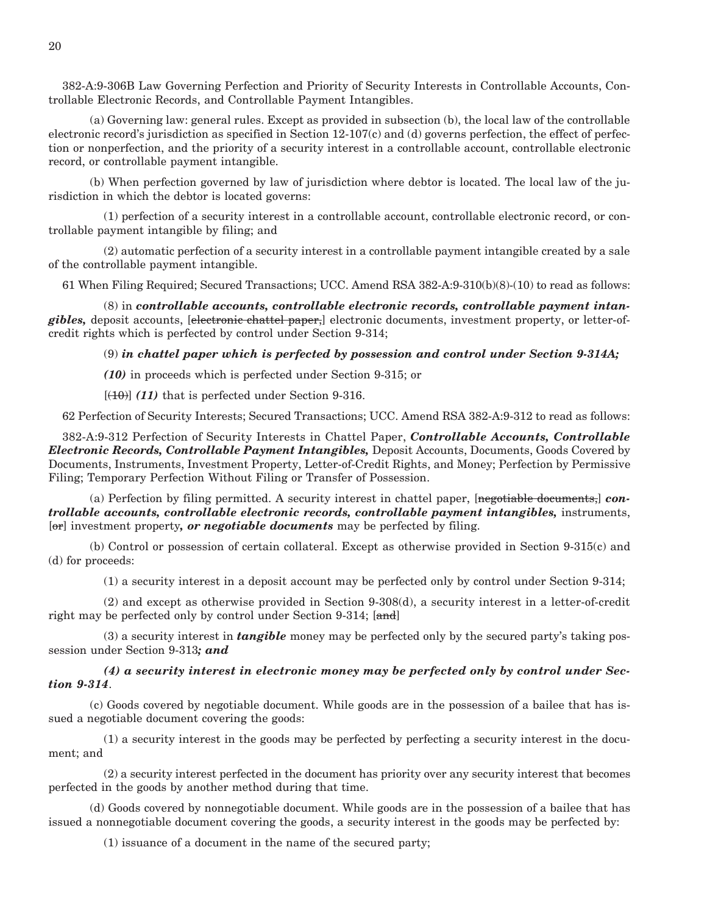382-A:9-306B Law Governing Perfection and Priority of Security Interests in Controllable Accounts, Controllable Electronic Records, and Controllable Payment Intangibles.

(a) Governing law: general rules. Except as provided in subsection (b), the local law of the controllable electronic record's jurisdiction as specified in Section 12-107(c) and (d) governs perfection, the effect of perfection or nonperfection, and the priority of a security interest in a controllable account, controllable electronic record, or controllable payment intangible.

(b) When perfection governed by law of jurisdiction where debtor is located. The local law of the jurisdiction in which the debtor is located governs:

(1) perfection of a security interest in a controllable account, controllable electronic record, or controllable payment intangible by filing; and

(2) automatic perfection of a security interest in a controllable payment intangible created by a sale of the controllable payment intangible.

61 When Filing Required; Secured Transactions; UCC. Amend RSA 382-A:9-310(b)(8)-(10) to read as follows:

(8) in ***controllable accounts, controllable electronic records, controllable payment intangibles,*** deposit accounts, [~~electronic chattel paper,~~] electronic documents, investment property, or letter-of-credit rights which is perfected by control under Section 9-314;

(9) ***in chattel paper which is perfected by possession and control under Section 9-314A;***

***(10)*** in proceeds which is perfected under Section 9-315; or

[~~(10)~~] ***(11)*** that is perfected under Section 9-316.

62 Perfection of Security Interests; Secured Transactions; UCC. Amend RSA 382-A:9-312 to read as follows:

382-A:9-312 Perfection of Security Interests in Chattel Paper, ***Controllable Accounts, Controllable Electronic Records, Controllable Payment Intangibles,*** Deposit Accounts, Documents, Goods Covered by Documents, Instruments, Investment Property, Letter-of-Credit Rights, and Money; Perfection by Permissive Filing; Temporary Perfection Without Filing or Transfer of Possession.

(a) Perfection by filing permitted. A security interest in chattel paper, [~~negotiable documents,~~] ***controllable accounts, controllable electronic records, controllable payment intangibles,*** instruments, [~~or~~] investment property***, or negotiable documents*** may be perfected by filing.

(b) Control or possession of certain collateral. Except as otherwise provided in Section 9-315(c) and (d) for proceeds:

(1) a security interest in a deposit account may be perfected only by control under Section 9-314;

(2) and except as otherwise provided in Section 9-308(d), a security interest in a letter-of-credit right may be perfected only by control under Section 9-314; [~~and~~]

(3) a security interest in ***tangible*** money may be perfected only by the secured party's taking possession under Section 9-313***; and***

***(4) a security interest in electronic money may be perfected only by control under Section 9-314***.

(c) Goods covered by negotiable document. While goods are in the possession of a bailee that has issued a negotiable document covering the goods:

(1) a security interest in the goods may be perfected by perfecting a security interest in the document; and

(2) a security interest perfected in the document has priority over any security interest that becomes perfected in the goods by another method during that time.

(d) Goods covered by nonnegotiable document. While goods are in the possession of a bailee that has issued a nonnegotiable document covering the goods, a security interest in the goods may be perfected by:

(1) issuance of a document in the name of the secured party;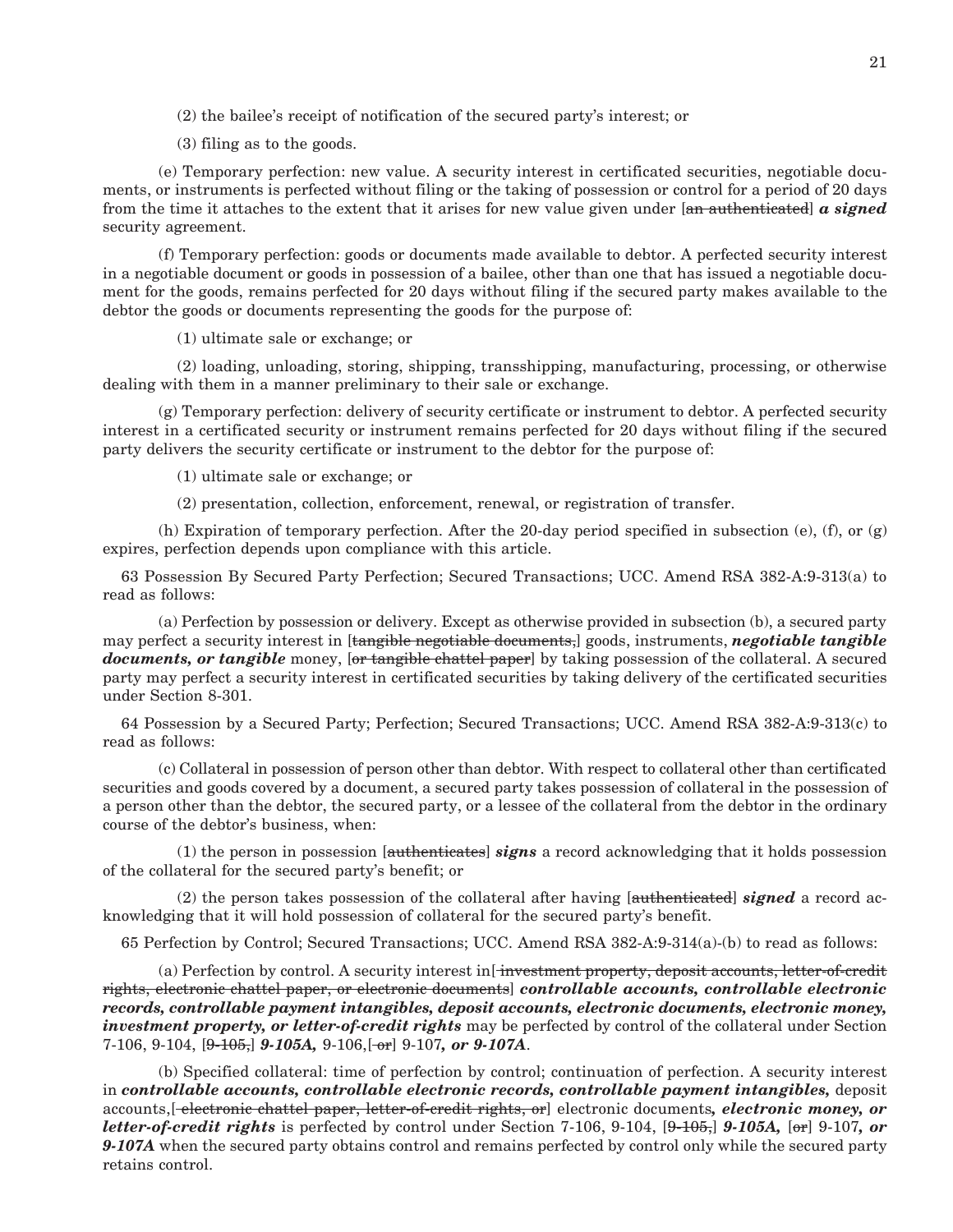(2) the bailee's receipt of notification of the secured party's interest; or

(3) filing as to the goods.

(e) Temporary perfection: new value. A security interest in certificated securities, negotiable documents, or instruments is perfected without filing or the taking of possession or control for a period of 20 days from the time it attaches to the extent that it arises for new value given under [~~an authenticated~~] ***a signed*** security agreement.

(f) Temporary perfection: goods or documents made available to debtor. A perfected security interest in a negotiable document or goods in possession of a bailee, other than one that has issued a negotiable document for the goods, remains perfected for 20 days without filing if the secured party makes available to the debtor the goods or documents representing the goods for the purpose of:

(1) ultimate sale or exchange; or

(2) loading, unloading, storing, shipping, transshipping, manufacturing, processing, or otherwise dealing with them in a manner preliminary to their sale or exchange.

(g) Temporary perfection: delivery of security certificate or instrument to debtor. A perfected security interest in a certificated security or instrument remains perfected for 20 days without filing if the secured party delivers the security certificate or instrument to the debtor for the purpose of:

(1) ultimate sale or exchange; or

(2) presentation, collection, enforcement, renewal, or registration of transfer.

(h) Expiration of temporary perfection. After the 20-day period specified in subsection (e), (f), or (g) expires, perfection depends upon compliance with this article.

63 Possession By Secured Party Perfection; Secured Transactions; UCC. Amend RSA 382-A:9-313(a) to read as follows:

(a) Perfection by possession or delivery. Except as otherwise provided in subsection (b), a secured party may perfect a security interest in [~~tangible negotiable documents,~~] goods, instruments, ***negotiable tangible documents, or tangible*** money, [~~or tangible chattel paper~~] by taking possession of the collateral. A secured party may perfect a security interest in certificated securities by taking delivery of the certificated securities under Section 8-301.

64 Possession by a Secured Party; Perfection; Secured Transactions; UCC. Amend RSA 382-A:9-313(c) to read as follows:

(c) Collateral in possession of person other than debtor. With respect to collateral other than certificated securities and goods covered by a document, a secured party takes possession of collateral in the possession of a person other than the debtor, the secured party, or a lessee of the collateral from the debtor in the ordinary course of the debtor's business, when:

(1) the person in possession [~~authenticates~~] ***signs*** a record acknowledging that it holds possession of the collateral for the secured party's benefit; or

(2) the person takes possession of the collateral after having [~~authenticated~~] ***signed*** a record acknowledging that it will hold possession of collateral for the secured party's benefit.

65 Perfection by Control; Secured Transactions; UCC. Amend RSA 382-A:9-314(a)-(b) to read as follows:

(a) Perfection by control. A security interest in[~~ investment property, deposit accounts, letter-of-credit rights, electronic chattel paper, or electronic documents~~] ***controllable accounts, controllable electronic records, controllable payment intangibles, deposit accounts, electronic documents, electronic money, investment property, or letter-of-credit rights*** may be perfected by control of the collateral under Section 7-106, 9-104, [~~9-105,~~] ***9-105A,*** 9-106,[~~ or~~] 9-107***, or 9-107A***.

(b) Specified collateral: time of perfection by control; continuation of perfection. A security interest in ***controllable accounts, controllable electronic records, controllable payment intangibles,*** deposit accounts,[~~ electronic chattel paper, letter-of-credit rights, or~~] electronic documents***, electronic money, or letter-of-credit rights*** is perfected by control under Section 7-106, 9-104, [~~9-105,~~] ***9-105A,*** [~~or~~] 9-107***, or 9-107A*** when the secured party obtains control and remains perfected by control only while the secured party retains control.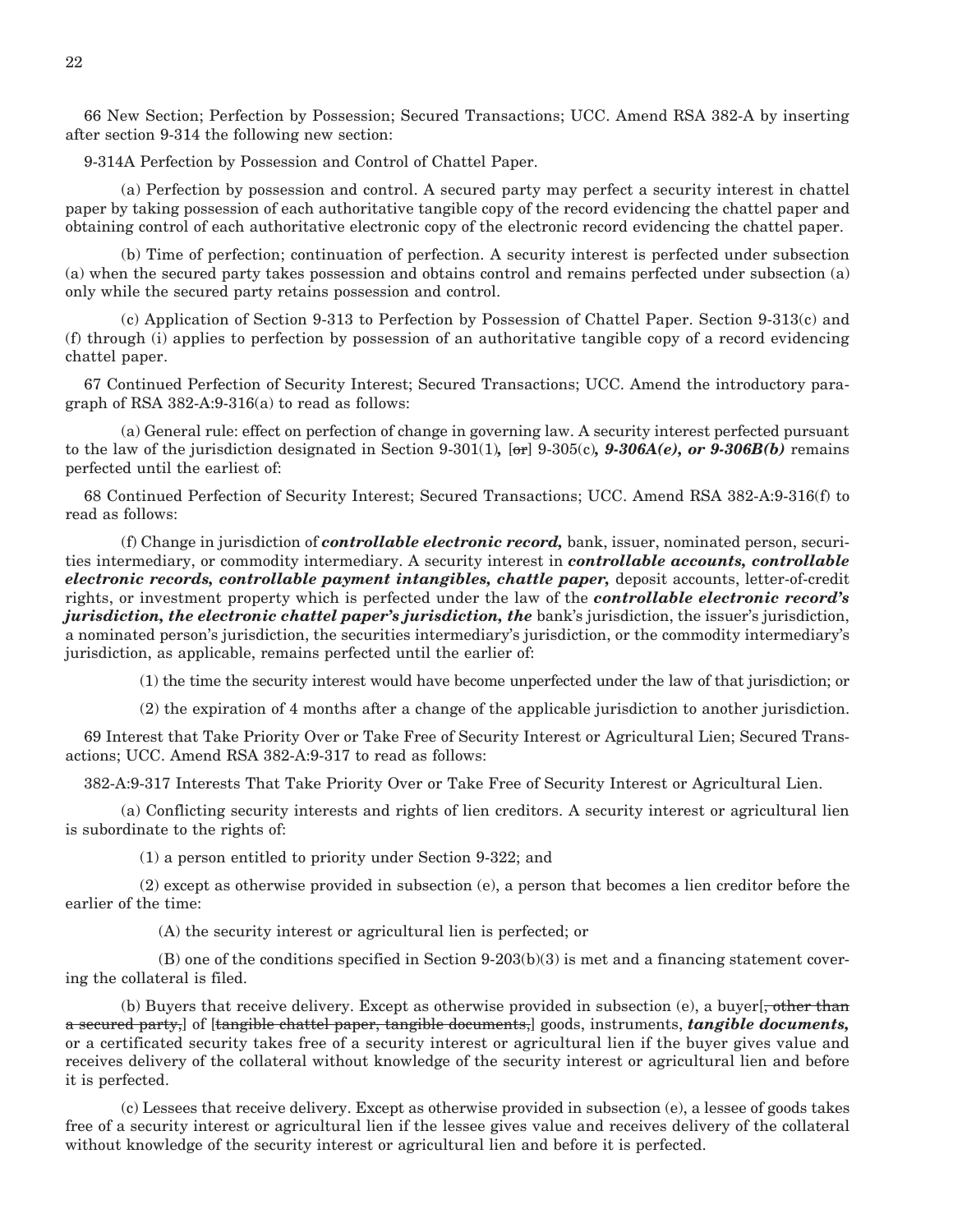66 New Section; Perfection by Possession; Secured Transactions; UCC. Amend RSA 382-A by inserting after section 9-314 the following new section:

9-314A Perfection by Possession and Control of Chattel Paper.

(a) Perfection by possession and control. A secured party may perfect a security interest in chattel paper by taking possession of each authoritative tangible copy of the record evidencing the chattel paper and obtaining control of each authoritative electronic copy of the electronic record evidencing the chattel paper.

(b) Time of perfection; continuation of perfection. A security interest is perfected under subsection (a) when the secured party takes possession and obtains control and remains perfected under subsection (a) only while the secured party retains possession and control.

(c) Application of Section 9-313 to Perfection by Possession of Chattel Paper. Section 9-313(c) and (f) through (i) applies to perfection by possession of an authoritative tangible copy of a record evidencing chattel paper.

67 Continued Perfection of Security Interest; Secured Transactions; UCC. Amend the introductory paragraph of RSA 382-A:9-316(a) to read as follows:

(a) General rule: effect on perfection of change in governing law. A security interest perfected pursuant to the law of the jurisdiction designated in Section 9-301(1)***,*** [~~or~~] 9-305(c)***, 9-306A(e), or 9-306B(b)*** remains perfected until the earliest of:

68 Continued Perfection of Security Interest; Secured Transactions; UCC. Amend RSA 382-A:9-316(f) to read as follows:

(f) Change in jurisdiction of ***controllable electronic record,*** bank, issuer, nominated person, securities intermediary, or commodity intermediary. A security interest in ***controllable accounts, controllable electronic records, controllable payment intangibles, chattel paper,*** deposit accounts, letter-of-credit rights, or investment property which is perfected under the law of the ***controllable electronic record's jurisdiction, the electronic chattel paper's jurisdiction, the*** bank's jurisdiction, the issuer's jurisdiction, a nominated person's jurisdiction, the securities intermediary's jurisdiction, or the commodity intermediary's jurisdiction, as applicable, remains perfected until the earlier of:

(1) the time the security interest would have become unperfected under the law of that jurisdiction; or

(2) the expiration of 4 months after a change of the applicable jurisdiction to another jurisdiction.

69 Interest that Take Priority Over or Take Free of Security Interest or Agricultural Lien; Secured Transactions; UCC. Amend RSA 382-A:9-317 to read as follows:

382-A:9-317 Interests That Take Priority Over or Take Free of Security Interest or Agricultural Lien.

(a) Conflicting security interests and rights of lien creditors. A security interest or agricultural lien is subordinate to the rights of:

(1) a person entitled to priority under Section 9-322; and

(2) except as otherwise provided in subsection (e), a person that becomes a lien creditor before the earlier of the time:

(A) the security interest or agricultural lien is perfected; or

(B) one of the conditions specified in Section 9-203(b)(3) is met and a financing statement covering the collateral is filed.

(b) Buyers that receive delivery. Except as otherwise provided in subsection (e), a buyer[~~, other than a secured party,~~] of [~~tangible chattel paper, tangible documents,~~] goods, instruments, ***tangible documents,*** or a certificated security takes free of a security interest or agricultural lien if the buyer gives value and receives delivery of the collateral without knowledge of the security interest or agricultural lien and before it is perfected.

(c) Lessees that receive delivery. Except as otherwise provided in subsection (e), a lessee of goods takes free of a security interest or agricultural lien if the lessee gives value and receives delivery of the collateral without knowledge of the security interest or agricultural lien and before it is perfected.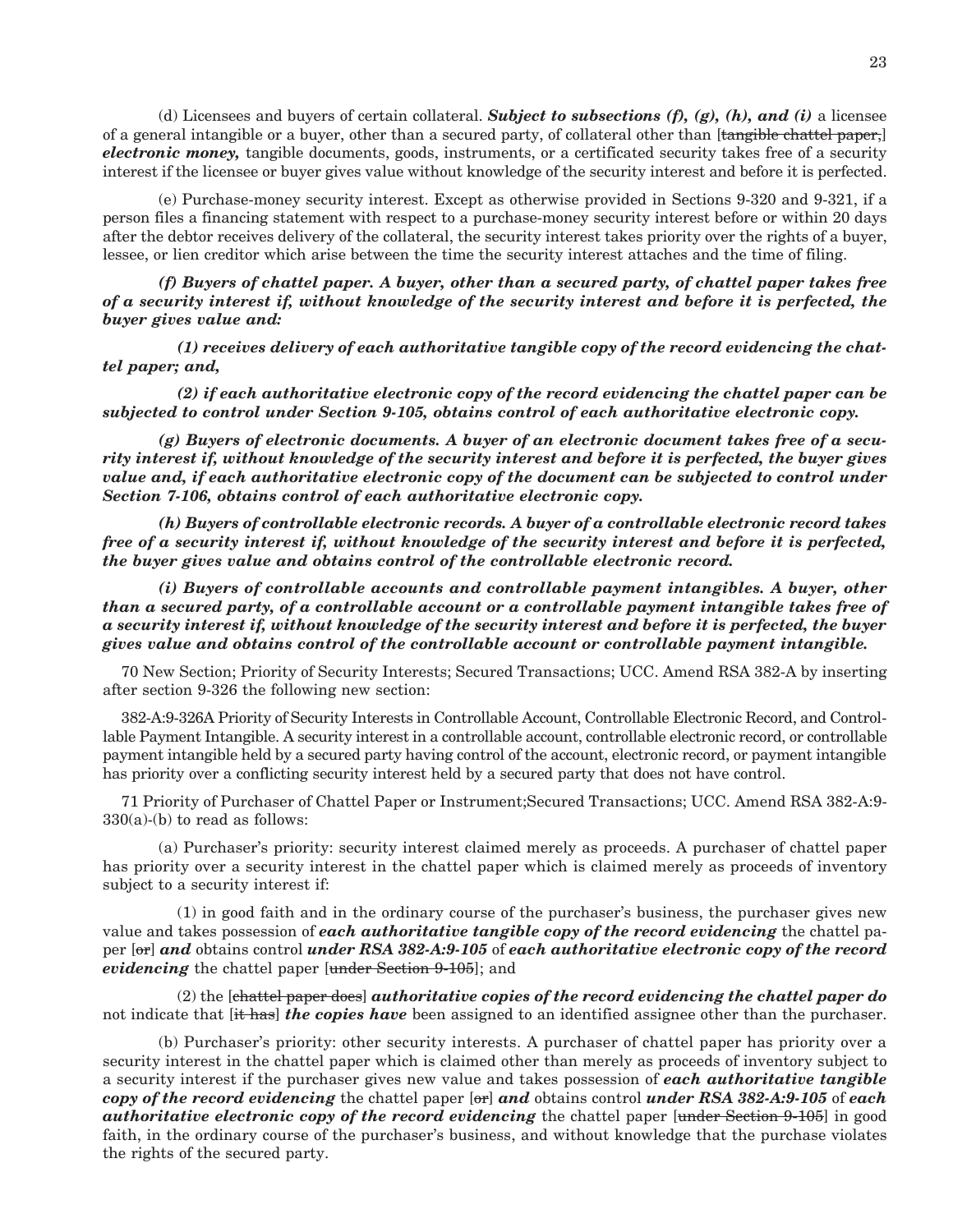(d) Licensees and buyers of certain collateral. ***Subject to subsections (f), (g), (h), and (i)*** a licensee of a general intangible or a buyer, other than a secured party, of collateral other than [~~tangible chattel paper,~~] ***electronic money,*** tangible documents, goods, instruments, or a certificated security takes free of a security interest if the licensee or buyer gives value without knowledge of the security interest and before it is perfected.

(e) Purchase-money security interest. Except as otherwise provided in Sections 9-320 and 9-321, if a person files a financing statement with respect to a purchase-money security interest before or within 20 days after the debtor receives delivery of the collateral, the security interest takes priority over the rights of a buyer, lessee, or lien creditor which arise between the time the security interest attaches and the time of filing.

***(f) Buyers of chattel paper. A buyer, other than a secured party, of chattel paper takes free of a security interest if, without knowledge of the security interest and before it is perfected, the buyer gives value and:***

***(1) receives delivery of each authoritative tangible copy of the record evidencing the chattel paper; and,***

***(2) if each authoritative electronic copy of the record evidencing the chattel paper can be subjected to control under Section 9-105, obtains control of each authoritative electronic copy.***

***(g) Buyers of electronic documents. A buyer of an electronic document takes free of a security interest if, without knowledge of the security interest and before it is perfected, the buyer gives value and, if each authoritative electronic copy of the document can be subjected to control under Section 7-106, obtains control of each authoritative electronic copy.***

***(h) Buyers of controllable electronic records. A buyer of a controllable electronic record takes free of a security interest if, without knowledge of the security interest and before it is perfected, the buyer gives value and obtains control of the controllable electronic record.***

***(i) Buyers of controllable accounts and controllable payment intangibles. A buyer, other than a secured party, of a controllable account or a controllable payment intangible takes free of a security interest if, without knowledge of the security interest and before it is perfected, the buyer gives value and obtains control of the controllable account or controllable payment intangible.***

70 New Section; Priority of Security Interests; Secured Transactions; UCC. Amend RSA 382-A by inserting after section 9-326 the following new section:

382-A:9-326A Priority of Security Interests in Controllable Account, Controllable Electronic Record, and Controllable Payment Intangible. A security interest in a controllable account, controllable electronic record, or controllable payment intangible held by a secured party having control of the account, electronic record, or payment intangible has priority over a conflicting security interest held by a secured party that does not have control.

71 Priority of Purchaser of Chattel Paper or Instrument;Secured Transactions; UCC. Amend RSA 382-A:9-330(a)-(b) to read as follows:

(a) Purchaser's priority: security interest claimed merely as proceeds. A purchaser of chattel paper has priority over a security interest in the chattel paper which is claimed merely as proceeds of inventory subject to a security interest if:

(1) in good faith and in the ordinary course of the purchaser's business, the purchaser gives new value and takes possession of ***each authoritative tangible copy of the record evidencing*** the chattel paper [~~or~~] ***and*** obtains control ***under RSA 382-A:9-105*** of ***each authoritative electronic copy of the record evidencing*** the chattel paper [~~under Section 9-105~~]; and

(2) the [~~chattel paper does~~] ***authoritative copies of the record evidencing the chattel paper do*** not indicate that [~~it has~~] ***the copies have*** been assigned to an identified assignee other than the purchaser.

(b) Purchaser's priority: other security interests. A purchaser of chattel paper has priority over a security interest in the chattel paper which is claimed other than merely as proceeds of inventory subject to a security interest if the purchaser gives new value and takes possession of ***each authoritative tangible copy of the record evidencing*** the chattel paper [~~or~~] ***and*** obtains control ***under RSA 382-A:9-105*** of ***each authoritative electronic copy of the record evidencing*** the chattel paper [~~under Section 9-105~~] in good faith, in the ordinary course of the purchaser's business, and without knowledge that the purchase violates the rights of the secured party.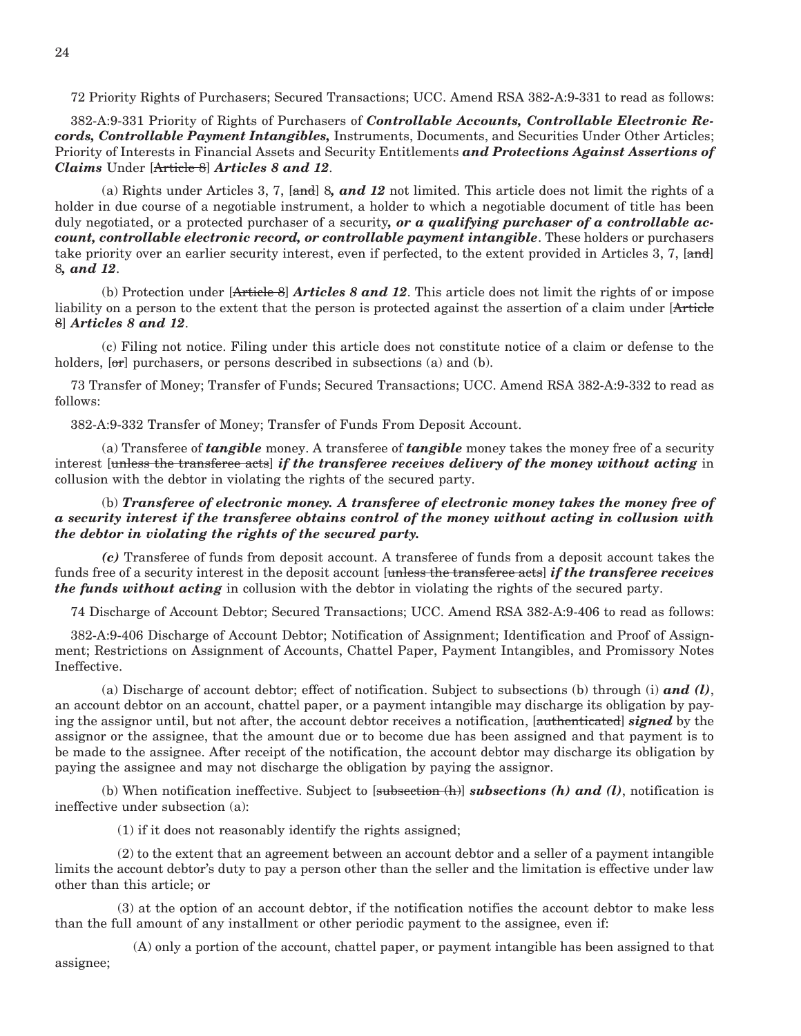72 Priority Rights of Purchasers; Secured Transactions; UCC. Amend RSA 382-A:9-331 to read as follows:

382-A:9-331 Priority of Rights of Purchasers of ***Controllable Accounts, Controllable Electronic Records, Controllable Payment Intangibles,*** Instruments, Documents, and Securities Under Other Articles; Priority of Interests in Financial Assets and Security Entitlements ***and Protections Against Assertions of Claims*** Under [~~Article 8~~] ***Articles 8 and 12***.

(a) Rights under Articles 3, 7, [~~and~~] 8***, and 12*** not limited. This article does not limit the rights of a holder in due course of a negotiable instrument, a holder to which a negotiable document of title has been duly negotiated, or a protected purchaser of a security***, or a qualifying purchaser of a controllable account, controllable electronic record, or controllable payment intangible***. These holders or purchasers take priority over an earlier security interest, even if perfected, to the extent provided in Articles 3, 7, [~~and~~] 8***, and 12***.

(b) Protection under [~~Article 8~~] ***Articles 8 and 12***. This article does not limit the rights of or impose liability on a person to the extent that the person is protected against the assertion of a claim under [~~Article 8~~] ***Articles 8 and 12***.

(c) Filing not notice. Filing under this article does not constitute notice of a claim or defense to the holders, [~~or~~] purchasers, or persons described in subsections (a) and (b).

73 Transfer of Money; Transfer of Funds; Secured Transactions; UCC. Amend RSA 382-A:9-332 to read as follows:

382-A:9-332 Transfer of Money; Transfer of Funds From Deposit Account.

(a) Transferee of ***tangible*** money. A transferee of ***tangible*** money takes the money free of a security interest [~~unless the transferee acts~~] ***if the transferee receives delivery of the money without acting*** in collusion with the debtor in violating the rights of the secured party.

(b) ***Transferee of electronic money. A transferee of electronic money takes the money free of a security interest if the transferee obtains control of the money without acting in collusion with the debtor in violating the rights of the secured party.***

***(c)*** Transferee of funds from deposit account. A transferee of funds from a deposit account takes the funds free of a security interest in the deposit account [~~unless the transferee acts~~] ***if the transferee receives the funds without acting*** in collusion with the debtor in violating the rights of the secured party.

74 Discharge of Account Debtor; Secured Transactions; UCC. Amend RSA 382-A:9-406 to read as follows:

382-A:9-406 Discharge of Account Debtor; Notification of Assignment; Identification and Proof of Assignment; Restrictions on Assignment of Accounts, Chattel Paper, Payment Intangibles, and Promissory Notes Ineffective.

(a) Discharge of account debtor; effect of notification. Subject to subsections (b) through (i) ***and (l)***, an account debtor on an account, chattel paper, or a payment intangible may discharge its obligation by paying the assignor until, but not after, the account debtor receives a notification, [~~authenticated~~] ***signed*** by the assignor or the assignee, that the amount due or to become due has been assigned and that payment is to be made to the assignee. After receipt of the notification, the account debtor may discharge its obligation by paying the assignee and may not discharge the obligation by paying the assignor.

(b) When notification ineffective. Subject to [~~subsection (h)~~] ***subsections (h) and (l)***, notification is ineffective under subsection (a):

(1) if it does not reasonably identify the rights assigned;

(2) to the extent that an agreement between an account debtor and a seller of a payment intangible limits the account debtor's duty to pay a person other than the seller and the limitation is effective under law other than this article; or

(3) at the option of an account debtor, if the notification notifies the account debtor to make less than the full amount of any installment or other periodic payment to the assignee, even if:

(A) only a portion of the account, chattel paper, or payment intangible has been assigned to that assignee;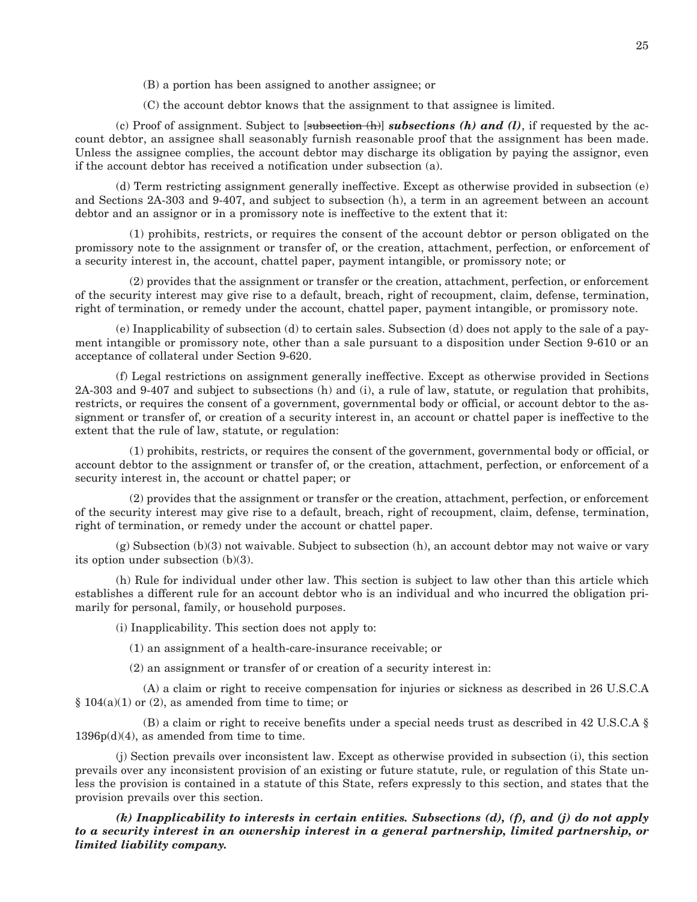(B) a portion has been assigned to another assignee; or

(C) the account debtor knows that the assignment to that assignee is limited.

(c) Proof of assignment. Subject to [~~subsection (h)~~] ***subsections (h) and (l)***, if requested by the account debtor, an assignee shall seasonably furnish reasonable proof that the assignment has been made. Unless the assignee complies, the account debtor may discharge its obligation by paying the assignor, even if the account debtor has received a notification under subsection (a).

(d) Term restricting assignment generally ineffective. Except as otherwise provided in subsection (e) and Sections 2A-303 and 9-407, and subject to subsection (h), a term in an agreement between an account debtor and an assignor or in a promissory note is ineffective to the extent that it:

(1) prohibits, restricts, or requires the consent of the account debtor or person obligated on the promissory note to the assignment or transfer of, or the creation, attachment, perfection, or enforcement of a security interest in, the account, chattel paper, payment intangible, or promissory note; or

(2) provides that the assignment or transfer or the creation, attachment, perfection, or enforcement of the security interest may give rise to a default, breach, right of recoupment, claim, defense, termination, right of termination, or remedy under the account, chattel paper, payment intangible, or promissory note.

(e) Inapplicability of subsection (d) to certain sales. Subsection (d) does not apply to the sale of a payment intangible or promissory note, other than a sale pursuant to a disposition under Section 9-610 or an acceptance of collateral under Section 9-620.

(f) Legal restrictions on assignment generally ineffective. Except as otherwise provided in Sections 2A-303 and 9-407 and subject to subsections (h) and (i), a rule of law, statute, or regulation that prohibits, restricts, or requires the consent of a government, governmental body or official, or account debtor to the assignment or transfer of, or creation of a security interest in, an account or chattel paper is ineffective to the extent that the rule of law, statute, or regulation:

(1) prohibits, restricts, or requires the consent of the government, governmental body or official, or account debtor to the assignment or transfer of, or the creation, attachment, perfection, or enforcement of a security interest in, the account or chattel paper; or

(2) provides that the assignment or transfer or the creation, attachment, perfection, or enforcement of the security interest may give rise to a default, breach, right of recoupment, claim, defense, termination, right of termination, or remedy under the account or chattel paper.

(g) Subsection (b)(3) not waivable. Subject to subsection (h), an account debtor may not waive or vary its option under subsection (b)(3).

(h) Rule for individual under other law. This section is subject to law other than this article which establishes a different rule for an account debtor who is an individual and who incurred the obligation primarily for personal, family, or household purposes.

(i) Inapplicability. This section does not apply to:

(1) an assignment of a health-care-insurance receivable; or

(2) an assignment or transfer of or creation of a security interest in:

(A) a claim or right to receive compensation for injuries or sickness as described in 26 U.S.C.A § 104(a)(1) or (2), as amended from time to time; or

(B) a claim or right to receive benefits under a special needs trust as described in 42 U.S.C.A § 1396p(d)(4), as amended from time to time.

(j) Section prevails over inconsistent law. Except as otherwise provided in subsection (i), this section prevails over any inconsistent provision of an existing or future statute, rule, or regulation of this State unless the provision is contained in a statute of this State, refers expressly to this section, and states that the provision prevails over this section.

***(k) Inapplicability to interests in certain entities. Subsections (d), (f), and (j) do not apply to a security interest in an ownership interest in a general partnership, limited partnership, or limited liability company.***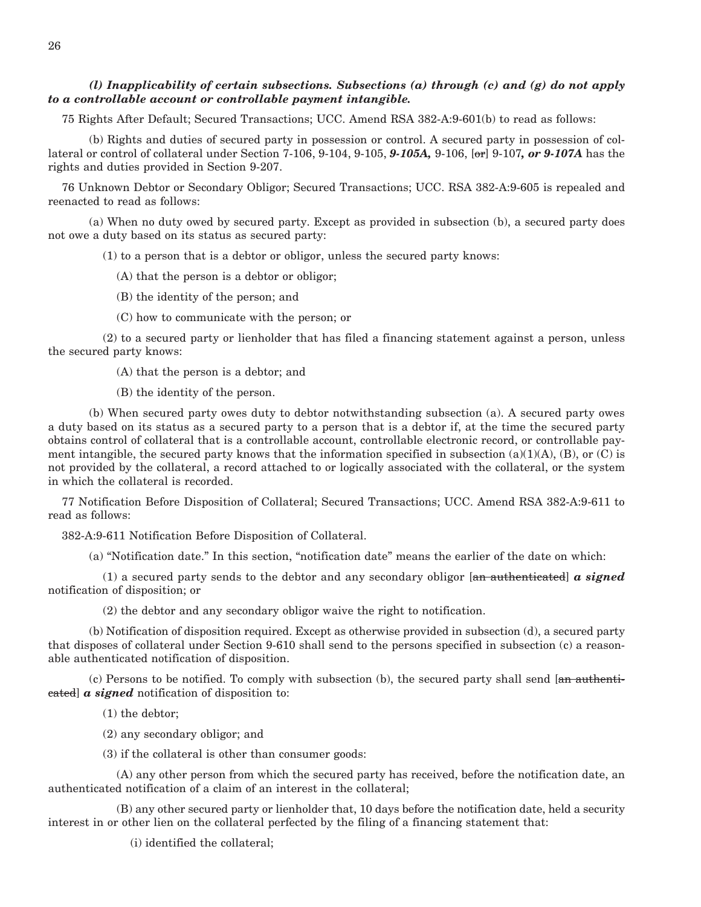***(l) Inapplicability of certain subsections. Subsections (a) through (c) and (g) do not apply to a controllable account or controllable payment intangible.***

75 Rights After Default; Secured Transactions; UCC. Amend RSA 382-A:9-601(b) to read as follows:

(b) Rights and duties of secured party in possession or control. A secured party in possession of collateral or control of collateral under Section 7-106, 9-104, 9-105, ***9-105A,*** 9-106, [~~or~~] 9-107***, or 9-107A*** has the rights and duties provided in Section 9-207.

76 Unknown Debtor or Secondary Obligor; Secured Transactions; UCC. RSA 382-A:9-605 is repealed and reenacted to read as follows:

(a) When no duty owed by secured party. Except as provided in subsection (b), a secured party does not owe a duty based on its status as secured party:

(1) to a person that is a debtor or obligor, unless the secured party knows:

(A) that the person is a debtor or obligor;

(B) the identity of the person; and

(C) how to communicate with the person; or

(2) to a secured party or lienholder that has filed a financing statement against a person, unless the secured party knows:

(A) that the person is a debtor; and

(B) the identity of the person.

(b) When secured party owes duty to debtor notwithstanding subsection (a). A secured party owes a duty based on its status as a secured party to a person that is a debtor if, at the time the secured party obtains control of collateral that is a controllable account, controllable electronic record, or controllable payment intangible, the secured party knows that the information specified in subsection (a)(1)(A), (B), or (C) is not provided by the collateral, a record attached to or logically associated with the collateral, or the system in which the collateral is recorded.

77 Notification Before Disposition of Collateral; Secured Transactions; UCC. Amend RSA 382-A:9-611 to read as follows:

382-A:9-611 Notification Before Disposition of Collateral.

(a) "Notification date." In this section, "notification date" means the earlier of the date on which:

(1) a secured party sends to the debtor and any secondary obligor [~~an authenticated~~] ***a signed*** notification of disposition; or

(2) the debtor and any secondary obligor waive the right to notification.

(b) Notification of disposition required. Except as otherwise provided in subsection (d), a secured party that disposes of collateral under Section 9-610 shall send to the persons specified in subsection (c) a reasonable authenticated notification of disposition.

(c) Persons to be notified. To comply with subsection (b), the secured party shall send [~~an authenticated~~] ***a signed*** notification of disposition to:

(1) the debtor;

(2) any secondary obligor; and

(3) if the collateral is other than consumer goods:

(A) any other person from which the secured party has received, before the notification date, an authenticated notification of a claim of an interest in the collateral;

(B) any other secured party or lienholder that, 10 days before the notification date, held a security interest in or other lien on the collateral perfected by the filing of a financing statement that:

(i) identified the collateral;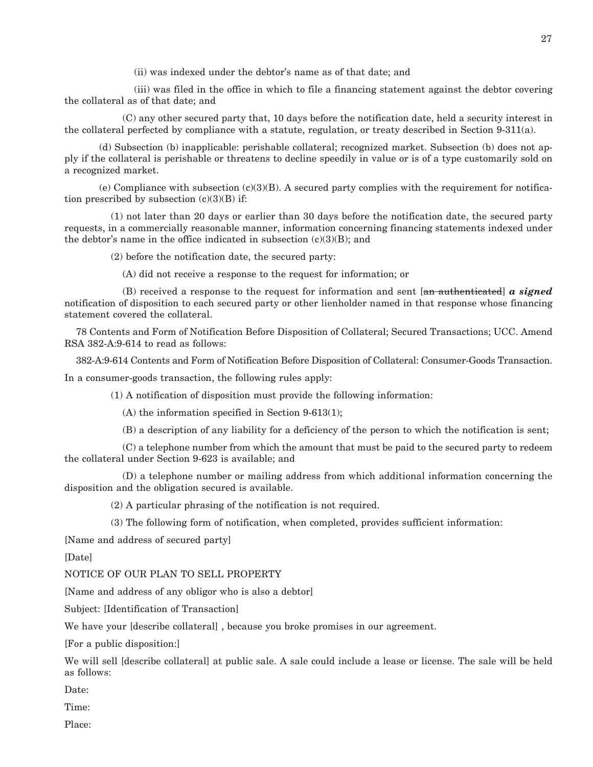(ii) was indexed under the debtor's name as of that date; and

(iii) was filed in the office in which to file a financing statement against the debtor covering the collateral as of that date; and

(C) any other secured party that, 10 days before the notification date, held a security interest in the collateral perfected by compliance with a statute, regulation, or treaty described in Section 9-311(a).

(d) Subsection (b) inapplicable: perishable collateral; recognized market. Subsection (b) does not apply if the collateral is perishable or threatens to decline speedily in value or is of a type customarily sold on a recognized market.

(e) Compliance with subsection (c)(3)(B). A secured party complies with the requirement for notification prescribed by subsection (c)(3)(B) if:

(1) not later than 20 days or earlier than 30 days before the notification date, the secured party requests, in a commercially reasonable manner, information concerning financing statements indexed under the debtor's name in the office indicated in subsection (c)(3)(B); and

(2) before the notification date, the secured party:

(A) did not receive a response to the request for information; or

(B) received a response to the request for information and sent [~~an authenticated~~] ***a signed*** notification of disposition to each secured party or other lienholder named in that response whose financing statement covered the collateral.

78 Contents and Form of Notification Before Disposition of Collateral; Secured Transactions; UCC. Amend RSA 382-A:9-614 to read as follows:

382-A:9-614 Contents and Form of Notification Before Disposition of Collateral: Consumer-Goods Transaction.

In a consumer-goods transaction, the following rules apply:

(1) A notification of disposition must provide the following information:

(A) the information specified in Section 9-613(1);

(B) a description of any liability for a deficiency of the person to which the notification is sent;

(C) a telephone number from which the amount that must be paid to the secured party to redeem the collateral under Section 9-623 is available; and

(D) a telephone number or mailing address from which additional information concerning the disposition and the obligation secured is available.

(2) A particular phrasing of the notification is not required.

(3) The following form of notification, when completed, provides sufficient information:

[Name and address of secured party]

[Date]

NOTICE OF OUR PLAN TO SELL PROPERTY

[Name and address of any obligor who is also a debtor]

Subject: [Identification of Transaction]

We have your [describe collateral] , because you broke promises in our agreement.

[For a public disposition:]

We will sell [describe collateral] at public sale. A sale could include a lease or license. The sale will be held as follows:

Date:

Time:

Place: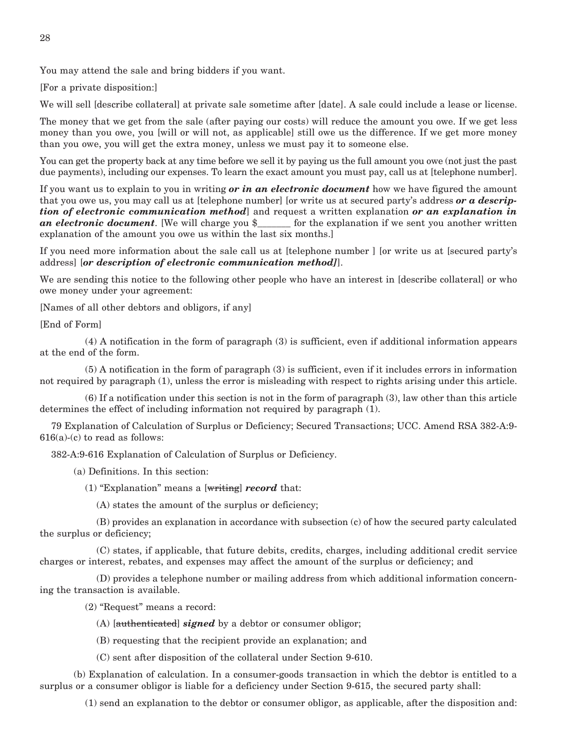You may attend the sale and bring bidders if you want.

[For a private disposition:]

We will sell [describe collateral] at private sale sometime after [date]. A sale could include a lease or license.

The money that we get from the sale (after paying our costs) will reduce the amount you owe. If we get less money than you owe, you [will or will not, as applicable] still owe us the difference. If we get more money than you owe, you will get the extra money, unless we must pay it to someone else.

You can get the property back at any time before we sell it by paying us the full amount you owe (not just the past due payments), including our expenses. To learn the exact amount you must pay, call us at [telephone number].

If you want us to explain to you in writing ***or in an electronic document*** how we have figured the amount that you owe us, you may call us at [telephone number] [or write us at secured party's address ***or a description of electronic communication method***] and request a written explanation ***or an explanation in an electronic document***. [We will charge you $_______ for the explanation if we sent you another written explanation of the amount you owe us within the last six months.]

If you need more information about the sale call us at [telephone number ] [or write us at [secured party's address] [***or description of electronic communication method]***].

We are sending this notice to the following other people who have an interest in [describe collateral] or who owe money under your agreement:

[Names of all other debtors and obligors, if any]

[End of Form]

(4) A notification in the form of paragraph (3) is sufficient, even if additional information appears at the end of the form.

(5) A notification in the form of paragraph (3) is sufficient, even if it includes errors in information not required by paragraph (1), unless the error is misleading with respect to rights arising under this article.

(6) If a notification under this section is not in the form of paragraph (3), law other than this article determines the effect of including information not required by paragraph (1).

79 Explanation of Calculation of Surplus or Deficiency; Secured Transactions; UCC. Amend RSA 382-A:9-616(a)-(c) to read as follows:

382-A:9-616 Explanation of Calculation of Surplus or Deficiency.

(a) Definitions. In this section:

(1) "Explanation" means a [~~writing~~] ***record*** that:

(A) states the amount of the surplus or deficiency;

(B) provides an explanation in accordance with subsection (c) of how the secured party calculated the surplus or deficiency;

(C) states, if applicable, that future debits, credits, charges, including additional credit service charges or interest, rebates, and expenses may affect the amount of the surplus or deficiency; and

(D) provides a telephone number or mailing address from which additional information concerning the transaction is available.

(2) "Request" means a record:

(A) [~~authenticated~~] ***signed*** by a debtor or consumer obligor;

(B) requesting that the recipient provide an explanation; and

(C) sent after disposition of the collateral under Section 9-610.

(b) Explanation of calculation. In a consumer-goods transaction in which the debtor is entitled to a surplus or a consumer obligor is liable for a deficiency under Section 9-615, the secured party shall:

(1) send an explanation to the debtor or consumer obligor, as applicable, after the disposition and: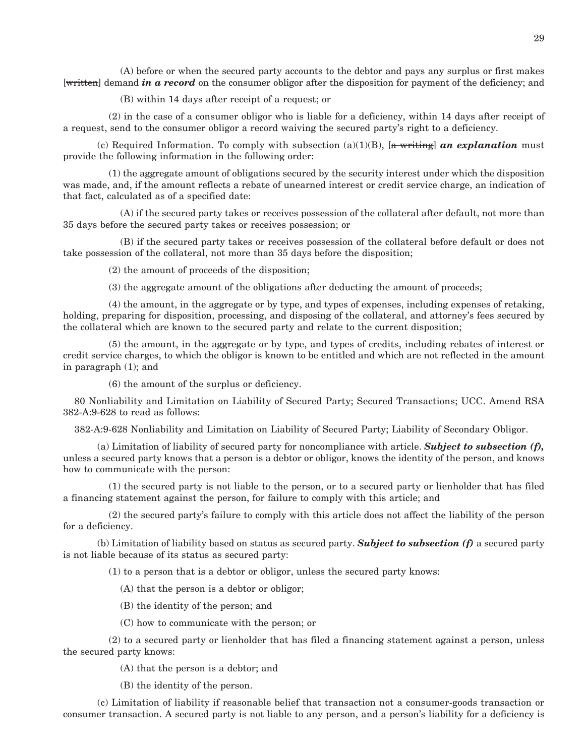(A) before or when the secured party accounts to the debtor and pays any surplus or first makes [~~written~~] demand ***in a record*** on the consumer obligor after the disposition for payment of the deficiency; and

(B) within 14 days after receipt of a request; or

(2) in the case of a consumer obligor who is liable for a deficiency, within 14 days after receipt of a request, send to the consumer obligor a record waiving the secured party's right to a deficiency.

(c) Required Information. To comply with subsection (a)(1)(B), [~~a writing~~] ***an explanation*** must provide the following information in the following order:

(1) the aggregate amount of obligations secured by the security interest under which the disposition was made, and, if the amount reflects a rebate of unearned interest or credit service charge, an indication of that fact, calculated as of a specified date:

(A) if the secured party takes or receives possession of the collateral after default, not more than 35 days before the secured party takes or receives possession; or

(B) if the secured party takes or receives possession of the collateral before default or does not take possession of the collateral, not more than 35 days before the disposition;

(2) the amount of proceeds of the disposition;

(3) the aggregate amount of the obligations after deducting the amount of proceeds;

(4) the amount, in the aggregate or by type, and types of expenses, including expenses of retaking, holding, preparing for disposition, processing, and disposing of the collateral, and attorney's fees secured by the collateral which are known to the secured party and relate to the current disposition;

(5) the amount, in the aggregate or by type, and types of credits, including rebates of interest or credit service charges, to which the obligor is known to be entitled and which are not reflected in the amount in paragraph (1); and

(6) the amount of the surplus or deficiency.

80 Nonliability and Limitation on Liability of Secured Party; Secured Transactions; UCC. Amend RSA 382-A:9-628 to read as follows:

382-A:9-628 Nonliability and Limitation on Liability of Secured Party; Liability of Secondary Obligor.

(a) Limitation of liability of secured party for noncompliance with article. ***Subject to subsection (f),*** unless a secured party knows that a person is a debtor or obligor, knows the identity of the person, and knows how to communicate with the person:

(1) the secured party is not liable to the person, or to a secured party or lienholder that has filed a financing statement against the person, for failure to comply with this article; and

(2) the secured party's failure to comply with this article does not affect the liability of the person for a deficiency.

(b) Limitation of liability based on status as secured party. ***Subject to subsection (f)*** a secured party is not liable because of its status as secured party:

(1) to a person that is a debtor or obligor, unless the secured party knows:

(A) that the person is a debtor or obligor;

(B) the identity of the person; and

(C) how to communicate with the person; or

(2) to a secured party or lienholder that has filed a financing statement against a person, unless the secured party knows:

(A) that the person is a debtor; and

(B) the identity of the person.

(c) Limitation of liability if reasonable belief that transaction not a consumer-goods transaction or consumer transaction. A secured party is not liable to any person, and a person's liability for a deficiency is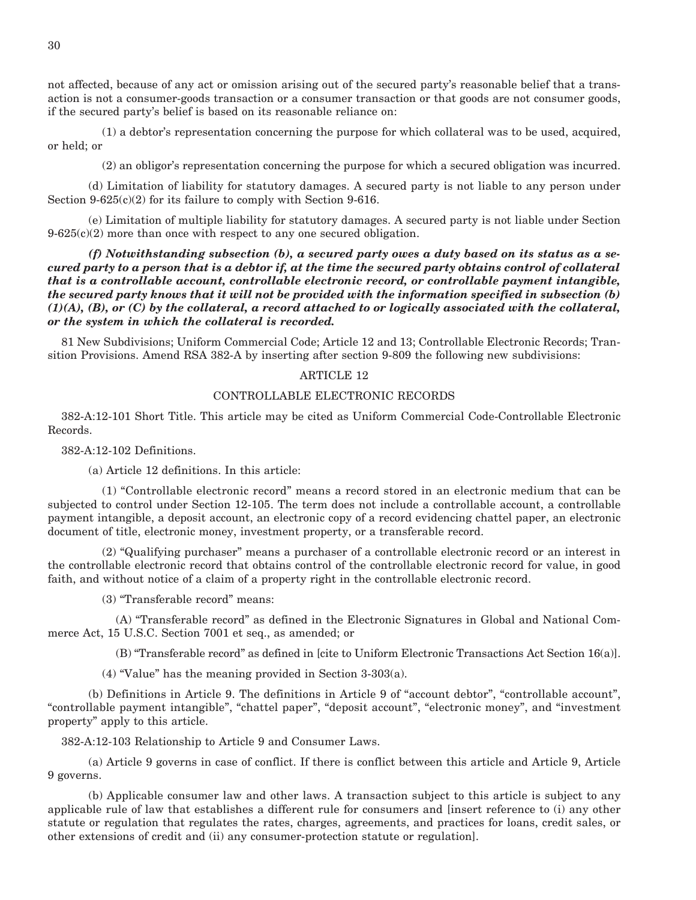not affected, because of any act or omission arising out of the secured party's reasonable belief that a transaction is not a consumer-goods transaction or a consumer transaction or that goods are not consumer goods, if the secured party's belief is based on its reasonable reliance on:

(1) a debtor's representation concerning the purpose for which collateral was to be used, acquired, or held; or

(2) an obligor's representation concerning the purpose for which a secured obligation was incurred.

(d) Limitation of liability for statutory damages. A secured party is not liable to any person under Section 9-625(c)(2) for its failure to comply with Section 9-616.

(e) Limitation of multiple liability for statutory damages. A secured party is not liable under Section 9-625(c)(2) more than once with respect to any one secured obligation.

***(f) Notwithstanding subsection (b), a secured party owes a duty based on its status as a secured party to a person that is a debtor if, at the time the secured party obtains control of collateral that is a controllable account, controllable electronic record, or controllable payment intangible, the secured party knows that it will not be provided with the information specified in subsection (b)(1)(A), (B), or (C) by the collateral, a record attached to or logically associated with the collateral, or the system in which the collateral is recorded.***

81 New Subdivisions; Uniform Commercial Code; Article 12 and 13; Controllable Electronic Records; Transition Provisions. Amend RSA 382-A by inserting after section 9-809 the following new subdivisions:

ARTICLE 12

CONTROLLABLE ELECTRONIC RECORDS

382-A:12-101 Short Title. This article may be cited as Uniform Commercial Code-Controllable Electronic Records.

382-A:12-102 Definitions.

(a) Article 12 definitions. In this article:

(1) "Controllable electronic record" means a record stored in an electronic medium that can be subjected to control under Section 12-105. The term does not include a controllable account, a controllable payment intangible, a deposit account, an electronic copy of a record evidencing chattel paper, an electronic document of title, electronic money, investment property, or a transferable record.

(2) "Qualifying purchaser" means a purchaser of a controllable electronic record or an interest in the controllable electronic record that obtains control of the controllable electronic record for value, in good faith, and without notice of a claim of a property right in the controllable electronic record.

(3) "Transferable record" means:

(A) "Transferable record" as defined in the Electronic Signatures in Global and National Commerce Act, 15 U.S.C. Section 7001 et seq., as amended; or

(B) "Transferable record" as defined in [cite to Uniform Electronic Transactions Act Section 16(a)].

(4) "Value" has the meaning provided in Section 3-303(a).

(b) Definitions in Article 9. The definitions in Article 9 of "account debtor", "controllable account", "controllable payment intangible", "chattel paper", "deposit account", "electronic money", and "investment property" apply to this article.

382-A:12-103 Relationship to Article 9 and Consumer Laws.

(a) Article 9 governs in case of conflict. If there is conflict between this article and Article 9, Article 9 governs.

(b) Applicable consumer law and other laws. A transaction subject to this article is subject to any applicable rule of law that establishes a different rule for consumers and [insert reference to (i) any other statute or regulation that regulates the rates, charges, agreements, and practices for loans, credit sales, or other extensions of credit and (ii) any consumer-protection statute or regulation].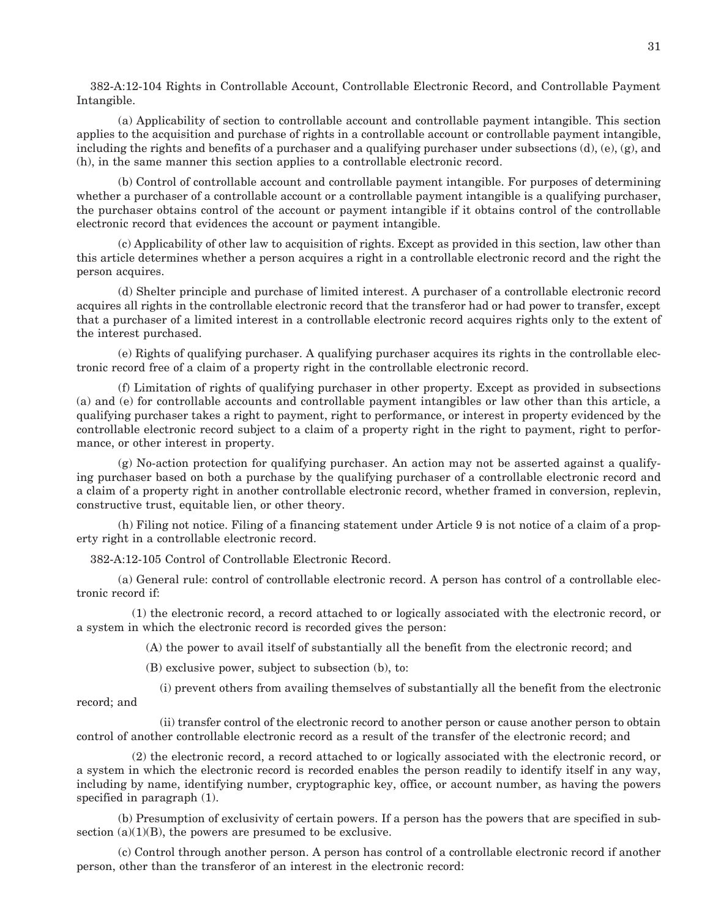382-A:12-104 Rights in Controllable Account, Controllable Electronic Record, and Controllable Payment Intangible.

(a) Applicability of section to controllable account and controllable payment intangible. This section applies to the acquisition and purchase of rights in a controllable account or controllable payment intangible, including the rights and benefits of a purchaser and a qualifying purchaser under subsections (d), (e), (g), and (h), in the same manner this section applies to a controllable electronic record.

(b) Control of controllable account and controllable payment intangible. For purposes of determining whether a purchaser of a controllable account or a controllable payment intangible is a qualifying purchaser, the purchaser obtains control of the account or payment intangible if it obtains control of the controllable electronic record that evidences the account or payment intangible.

(c) Applicability of other law to acquisition of rights. Except as provided in this section, law other than this article determines whether a person acquires a right in a controllable electronic record and the right the person acquires.

(d) Shelter principle and purchase of limited interest. A purchaser of a controllable electronic record acquires all rights in the controllable electronic record that the transferor had or had power to transfer, except that a purchaser of a limited interest in a controllable electronic record acquires rights only to the extent of the interest purchased.

(e) Rights of qualifying purchaser. A qualifying purchaser acquires its rights in the controllable electronic record free of a claim of a property right in the controllable electronic record.

(f) Limitation of rights of qualifying purchaser in other property. Except as provided in subsections (a) and (e) for controllable accounts and controllable payment intangibles or law other than this article, a qualifying purchaser takes a right to payment, right to performance, or interest in property evidenced by the controllable electronic record subject to a claim of a property right in the right to payment, right to performance, or other interest in property.

(g) No-action protection for qualifying purchaser. An action may not be asserted against a qualifying purchaser based on both a purchase by the qualifying purchaser of a controllable electronic record and a claim of a property right in another controllable electronic record, whether framed in conversion, replevin, constructive trust, equitable lien, or other theory.

(h) Filing not notice. Filing of a financing statement under Article 9 is not notice of a claim of a property right in a controllable electronic record.

382-A:12-105 Control of Controllable Electronic Record.

(a) General rule: control of controllable electronic record. A person has control of a controllable electronic record if:

(1) the electronic record, a record attached to or logically associated with the electronic record, or a system in which the electronic record is recorded gives the person:

(A) the power to avail itself of substantially all the benefit from the electronic record; and

(B) exclusive power, subject to subsection (b), to:

(i) prevent others from availing themselves of substantially all the benefit from the electronic record; and

(ii) transfer control of the electronic record to another person or cause another person to obtain control of another controllable electronic record as a result of the transfer of the electronic record; and

(2) the electronic record, a record attached to or logically associated with the electronic record, or a system in which the electronic record is recorded enables the person readily to identify itself in any way, including by name, identifying number, cryptographic key, office, or account number, as having the powers specified in paragraph (1).

(b) Presumption of exclusivity of certain powers. If a person has the powers that are specified in subsection (a)(1)(B), the powers are presumed to be exclusive.

(c) Control through another person. A person has control of a controllable electronic record if another person, other than the transferor of an interest in the electronic record: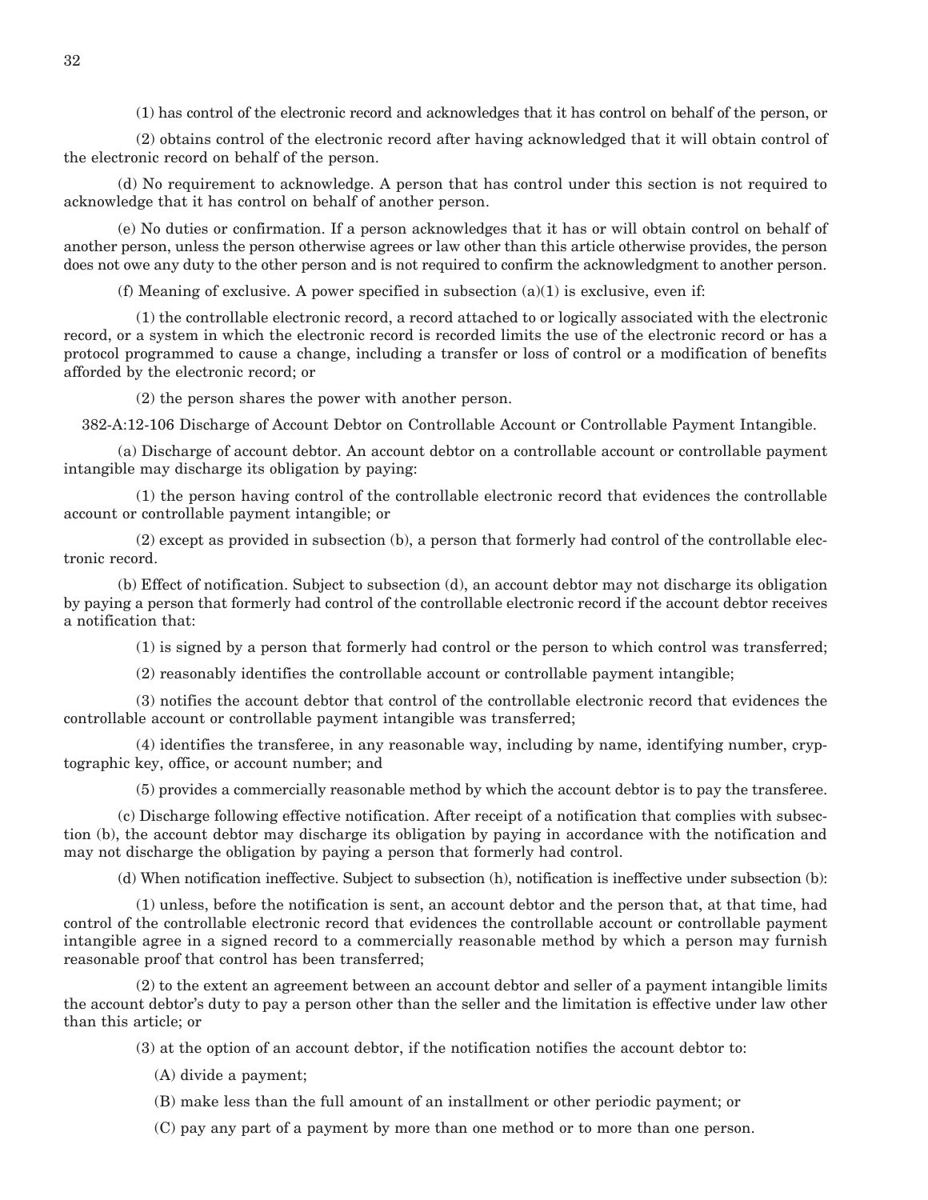(1) has control of the electronic record and acknowledges that it has control on behalf of the person, or

(2) obtains control of the electronic record after having acknowledged that it will obtain control of the electronic record on behalf of the person.

(d) No requirement to acknowledge. A person that has control under this section is not required to acknowledge that it has control on behalf of another person.

(e) No duties or confirmation. If a person acknowledges that it has or will obtain control on behalf of another person, unless the person otherwise agrees or law other than this article otherwise provides, the person does not owe any duty to the other person and is not required to confirm the acknowledgment to another person.

(f) Meaning of exclusive. A power specified in subsection (a)(1) is exclusive, even if:

(1) the controllable electronic record, a record attached to or logically associated with the electronic record, or a system in which the electronic record is recorded limits the use of the electronic record or has a protocol programmed to cause a change, including a transfer or loss of control or a modification of benefits afforded by the electronic record; or

(2) the person shares the power with another person.

382-A:12-106 Discharge of Account Debtor on Controllable Account or Controllable Payment Intangible.

(a) Discharge of account debtor. An account debtor on a controllable account or controllable payment intangible may discharge its obligation by paying:

(1) the person having control of the controllable electronic record that evidences the controllable account or controllable payment intangible; or

(2) except as provided in subsection (b), a person that formerly had control of the controllable electronic record.

(b) Effect of notification. Subject to subsection (d), an account debtor may not discharge its obligation by paying a person that formerly had control of the controllable electronic record if the account debtor receives a notification that:

(1) is signed by a person that formerly had control or the person to which control was transferred;

(2) reasonably identifies the controllable account or controllable payment intangible;

(3) notifies the account debtor that control of the controllable electronic record that evidences the controllable account or controllable payment intangible was transferred;

(4) identifies the transferee, in any reasonable way, including by name, identifying number, cryptographic key, office, or account number; and

(5) provides a commercially reasonable method by which the account debtor is to pay the transferee.

(c) Discharge following effective notification. After receipt of a notification that complies with subsection (b), the account debtor may discharge its obligation by paying in accordance with the notification and may not discharge the obligation by paying a person that formerly had control.

(d) When notification ineffective. Subject to subsection (h), notification is ineffective under subsection (b):

(1) unless, before the notification is sent, an account debtor and the person that, at that time, had control of the controllable electronic record that evidences the controllable account or controllable payment intangible agree in a signed record to a commercially reasonable method by which a person may furnish reasonable proof that control has been transferred;

(2) to the extent an agreement between an account debtor and seller of a payment intangible limits the account debtor's duty to pay a person other than the seller and the limitation is effective under law other than this article; or

(3) at the option of an account debtor, if the notification notifies the account debtor to:

(A) divide a payment;

(B) make less than the full amount of an installment or other periodic payment; or

(C) pay any part of a payment by more than one method or to more than one person.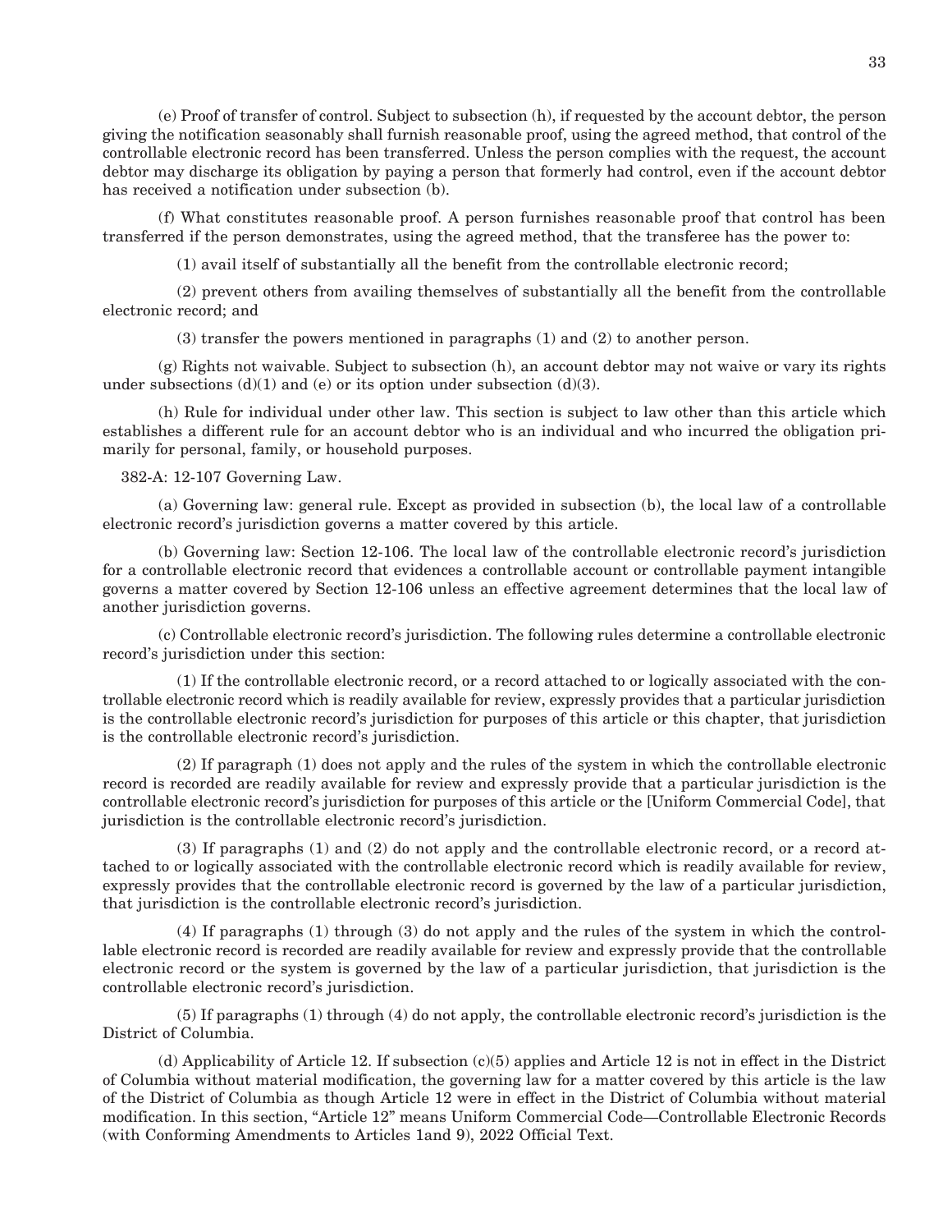(e) Proof of transfer of control. Subject to subsection (h), if requested by the account debtor, the person giving the notification seasonably shall furnish reasonable proof, using the agreed method, that control of the controllable electronic record has been transferred. Unless the person complies with the request, the account debtor may discharge its obligation by paying a person that formerly had control, even if the account debtor has received a notification under subsection (b).

(f) What constitutes reasonable proof. A person furnishes reasonable proof that control has been transferred if the person demonstrates, using the agreed method, that the transferee has the power to:

(1) avail itself of substantially all the benefit from the controllable electronic record;

(2) prevent others from availing themselves of substantially all the benefit from the controllable electronic record; and

(3) transfer the powers mentioned in paragraphs (1) and (2) to another person.

(g) Rights not waivable. Subject to subsection (h), an account debtor may not waive or vary its rights under subsections (d)(1) and (e) or its option under subsection (d)(3).

(h) Rule for individual under other law. This section is subject to law other than this article which establishes a different rule for an account debtor who is an individual and who incurred the obligation primarily for personal, family, or household purposes.

382-A: 12-107 Governing Law.

(a) Governing law: general rule. Except as provided in subsection (b), the local law of a controllable electronic record's jurisdiction governs a matter covered by this article.

(b) Governing law: Section 12-106. The local law of the controllable electronic record's jurisdiction for a controllable electronic record that evidences a controllable account or controllable payment intangible governs a matter covered by Section 12-106 unless an effective agreement determines that the local law of another jurisdiction governs.

(c) Controllable electronic record's jurisdiction. The following rules determine a controllable electronic record's jurisdiction under this section:

(1) If the controllable electronic record, or a record attached to or logically associated with the controllable electronic record which is readily available for review, expressly provides that a particular jurisdiction is the controllable electronic record's jurisdiction for purposes of this article or this chapter, that jurisdiction is the controllable electronic record's jurisdiction.

(2) If paragraph (1) does not apply and the rules of the system in which the controllable electronic record is recorded are readily available for review and expressly provide that a particular jurisdiction is the controllable electronic record's jurisdiction for purposes of this article or the [Uniform Commercial Code], that jurisdiction is the controllable electronic record's jurisdiction.

(3) If paragraphs (1) and (2) do not apply and the controllable electronic record, or a record attached to or logically associated with the controllable electronic record which is readily available for review, expressly provides that the controllable electronic record is governed by the law of a particular jurisdiction, that jurisdiction is the controllable electronic record's jurisdiction.

(4) If paragraphs (1) through (3) do not apply and the rules of the system in which the controllable electronic record is recorded are readily available for review and expressly provide that the controllable electronic record or the system is governed by the law of a particular jurisdiction, that jurisdiction is the controllable electronic record's jurisdiction.

(5) If paragraphs (1) through (4) do not apply, the controllable electronic record's jurisdiction is the District of Columbia.

(d) Applicability of Article 12. If subsection (c)(5) applies and Article 12 is not in effect in the District of Columbia without material modification, the governing law for a matter covered by this article is the law of the District of Columbia as though Article 12 were in effect in the District of Columbia without material modification. In this section, "Article 12" means Uniform Commercial Code—Controllable Electronic Records (with Conforming Amendments to Articles 1and 9), 2022 Official Text.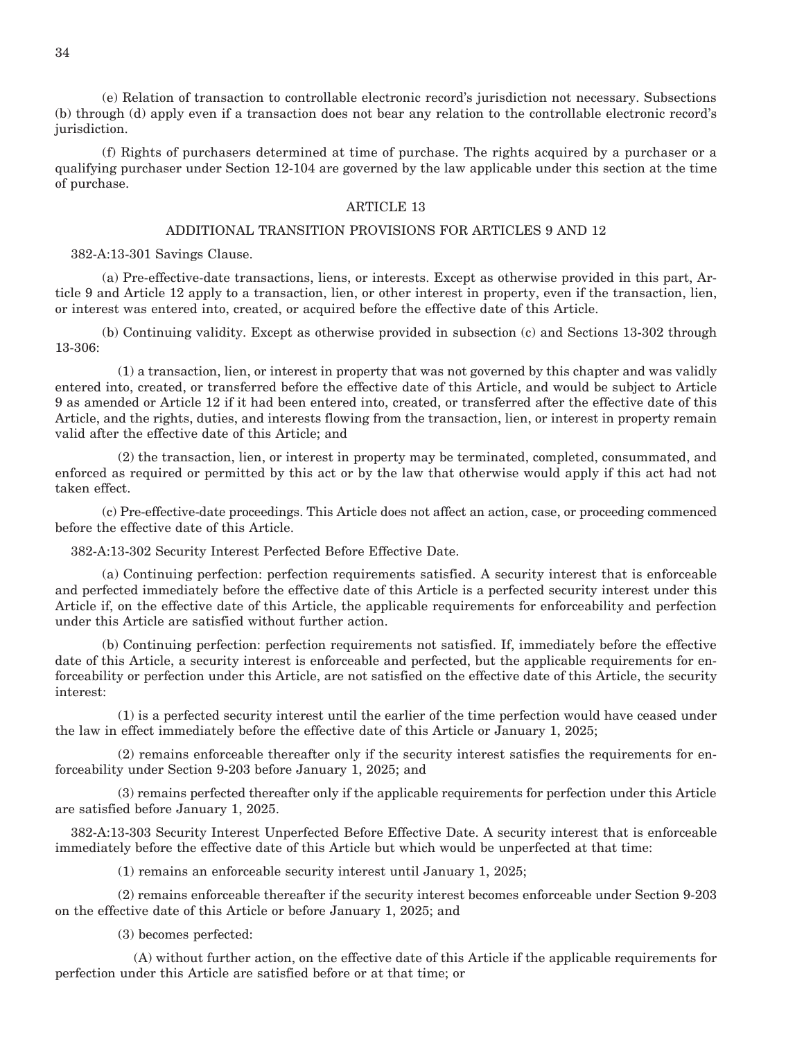(e) Relation of transaction to controllable electronic record's jurisdiction not necessary. Subsections (b) through (d) apply even if a transaction does not bear any relation to the controllable electronic record's jurisdiction.

(f) Rights of purchasers determined at time of purchase. The rights acquired by a purchaser or a qualifying purchaser under Section 12-104 are governed by the law applicable under this section at the time of purchase.

## ARTICLE 13

## ADDITIONAL TRANSITION PROVISIONS FOR ARTICLES 9 AND 12

382-A:13-301 Savings Clause.

(a) Pre-effective-date transactions, liens, or interests. Except as otherwise provided in this part, Article 9 and Article 12 apply to a transaction, lien, or other interest in property, even if the transaction, lien, or interest was entered into, created, or acquired before the effective date of this Article.

(b) Continuing validity. Except as otherwise provided in subsection (c) and Sections 13-302 through 13-306:

(1) a transaction, lien, or interest in property that was not governed by this chapter and was validly entered into, created, or transferred before the effective date of this Article, and would be subject to Article 9 as amended or Article 12 if it had been entered into, created, or transferred after the effective date of this Article, and the rights, duties, and interests flowing from the transaction, lien, or interest in property remain valid after the effective date of this Article; and

(2) the transaction, lien, or interest in property may be terminated, completed, consummated, and enforced as required or permitted by this act or by the law that otherwise would apply if this act had not taken effect.

(c) Pre-effective-date proceedings. This Article does not affect an action, case, or proceeding commenced before the effective date of this Article.

382-A:13-302 Security Interest Perfected Before Effective Date.

(a) Continuing perfection: perfection requirements satisfied. A security interest that is enforceable and perfected immediately before the effective date of this Article is a perfected security interest under this Article if, on the effective date of this Article, the applicable requirements for enforceability and perfection under this Article are satisfied without further action.

(b) Continuing perfection: perfection requirements not satisfied. If, immediately before the effective date of this Article, a security interest is enforceable and perfected, but the applicable requirements for enforceability or perfection under this Article, are not satisfied on the effective date of this Article, the security interest:

(1) is a perfected security interest until the earlier of the time perfection would have ceased under the law in effect immediately before the effective date of this Article or January 1, 2025;

(2) remains enforceable thereafter only if the security interest satisfies the requirements for enforceability under Section 9-203 before January 1, 2025; and

(3) remains perfected thereafter only if the applicable requirements for perfection under this Article are satisfied before January 1, 2025.

382-A:13-303 Security Interest Unperfected Before Effective Date. A security interest that is enforceable immediately before the effective date of this Article but which would be unperfected at that time:

(1) remains an enforceable security interest until January 1, 2025;

(2) remains enforceable thereafter if the security interest becomes enforceable under Section 9-203 on the effective date of this Article or before January 1, 2025; and

(3) becomes perfected:

(A) without further action, on the effective date of this Article if the applicable requirements for perfection under this Article are satisfied before or at that time; or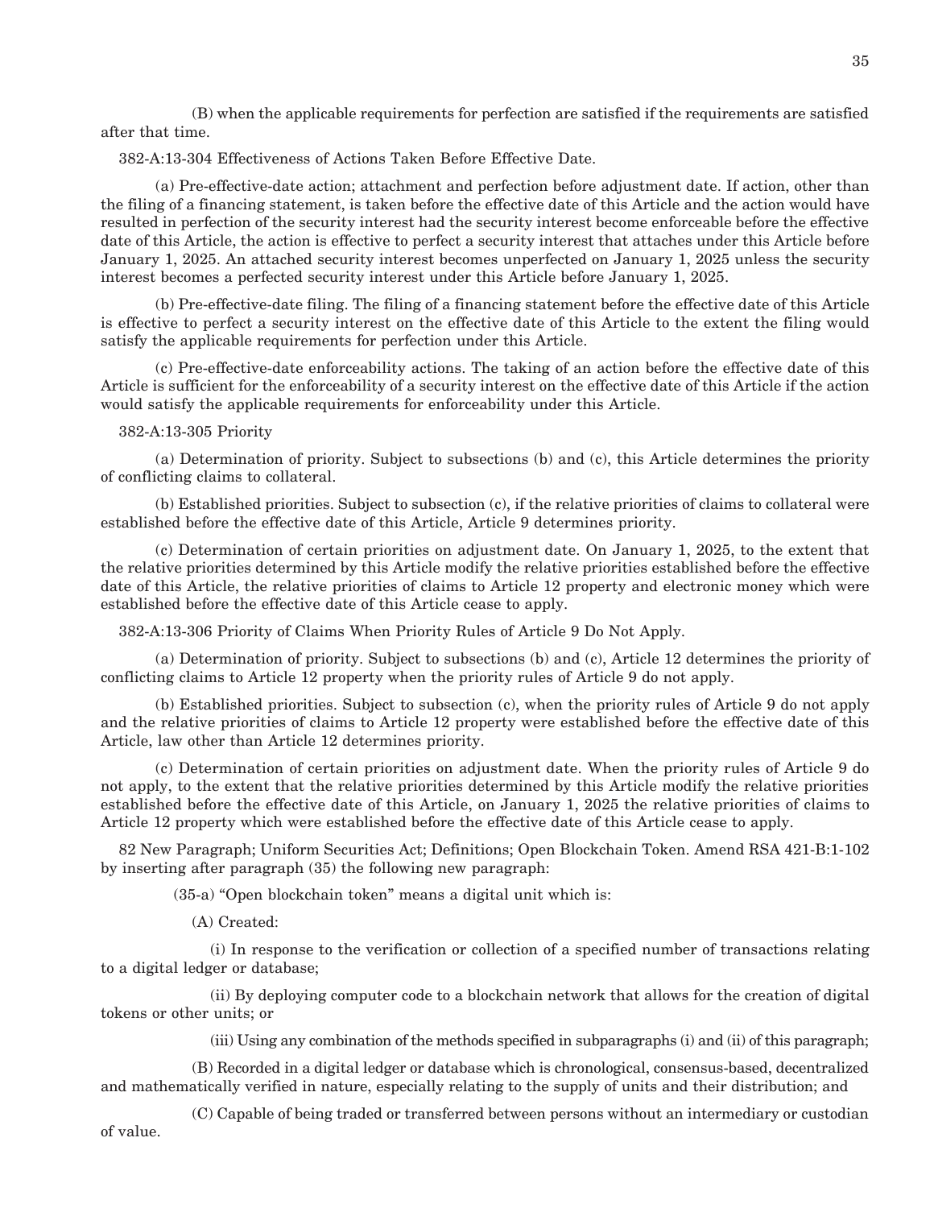(B) when the applicable requirements for perfection are satisfied if the requirements are satisfied after that time.

382-A:13-304 Effectiveness of Actions Taken Before Effective Date.

(a) Pre-effective-date action; attachment and perfection before adjustment date. If action, other than the filing of a financing statement, is taken before the effective date of this Article and the action would have resulted in perfection of the security interest had the security interest become enforceable before the effective date of this Article, the action is effective to perfect a security interest that attaches under this Article before January 1, 2025. An attached security interest becomes unperfected on January 1, 2025 unless the security interest becomes a perfected security interest under this Article before January 1, 2025.

(b) Pre-effective-date filing. The filing of a financing statement before the effective date of this Article is effective to perfect a security interest on the effective date of this Article to the extent the filing would satisfy the applicable requirements for perfection under this Article.

(c) Pre-effective-date enforceability actions. The taking of an action before the effective date of this Article is sufficient for the enforceability of a security interest on the effective date of this Article if the action would satisfy the applicable requirements for enforceability under this Article.

382-A:13-305 Priority

(a) Determination of priority. Subject to subsections (b) and (c), this Article determines the priority of conflicting claims to collateral.

(b) Established priorities. Subject to subsection (c), if the relative priorities of claims to collateral were established before the effective date of this Article, Article 9 determines priority.

(c) Determination of certain priorities on adjustment date. On January 1, 2025, to the extent that the relative priorities determined by this Article modify the relative priorities established before the effective date of this Article, the relative priorities of claims to Article 12 property and electronic money which were established before the effective date of this Article cease to apply.

382-A:13-306 Priority of Claims When Priority Rules of Article 9 Do Not Apply.

(a) Determination of priority. Subject to subsections (b) and (c), Article 12 determines the priority of conflicting claims to Article 12 property when the priority rules of Article 9 do not apply.

(b) Established priorities. Subject to subsection (c), when the priority rules of Article 9 do not apply and the relative priorities of claims to Article 12 property were established before the effective date of this Article, law other than Article 12 determines priority.

(c) Determination of certain priorities on adjustment date. When the priority rules of Article 9 do not apply, to the extent that the relative priorities determined by this Article modify the relative priorities established before the effective date of this Article, on January 1, 2025 the relative priorities of claims to Article 12 property which were established before the effective date of this Article cease to apply.

82 New Paragraph; Uniform Securities Act; Definitions; Open Blockchain Token. Amend RSA 421-B:1-102 by inserting after paragraph (35) the following new paragraph:

(35-a) "Open blockchain token" means a digital unit which is:

(A) Created:

(i) In response to the verification or collection of a specified number of transactions relating to a digital ledger or database;

(ii) By deploying computer code to a blockchain network that allows for the creation of digital tokens or other units; or

(iii) Using any combination of the methods specified in subparagraphs (i) and (ii) of this paragraph;

(B) Recorded in a digital ledger or database which is chronological, consensus-based, decentralized and mathematically verified in nature, especially relating to the supply of units and their distribution; and

(C) Capable of being traded or transferred between persons without an intermediary or custodian of value.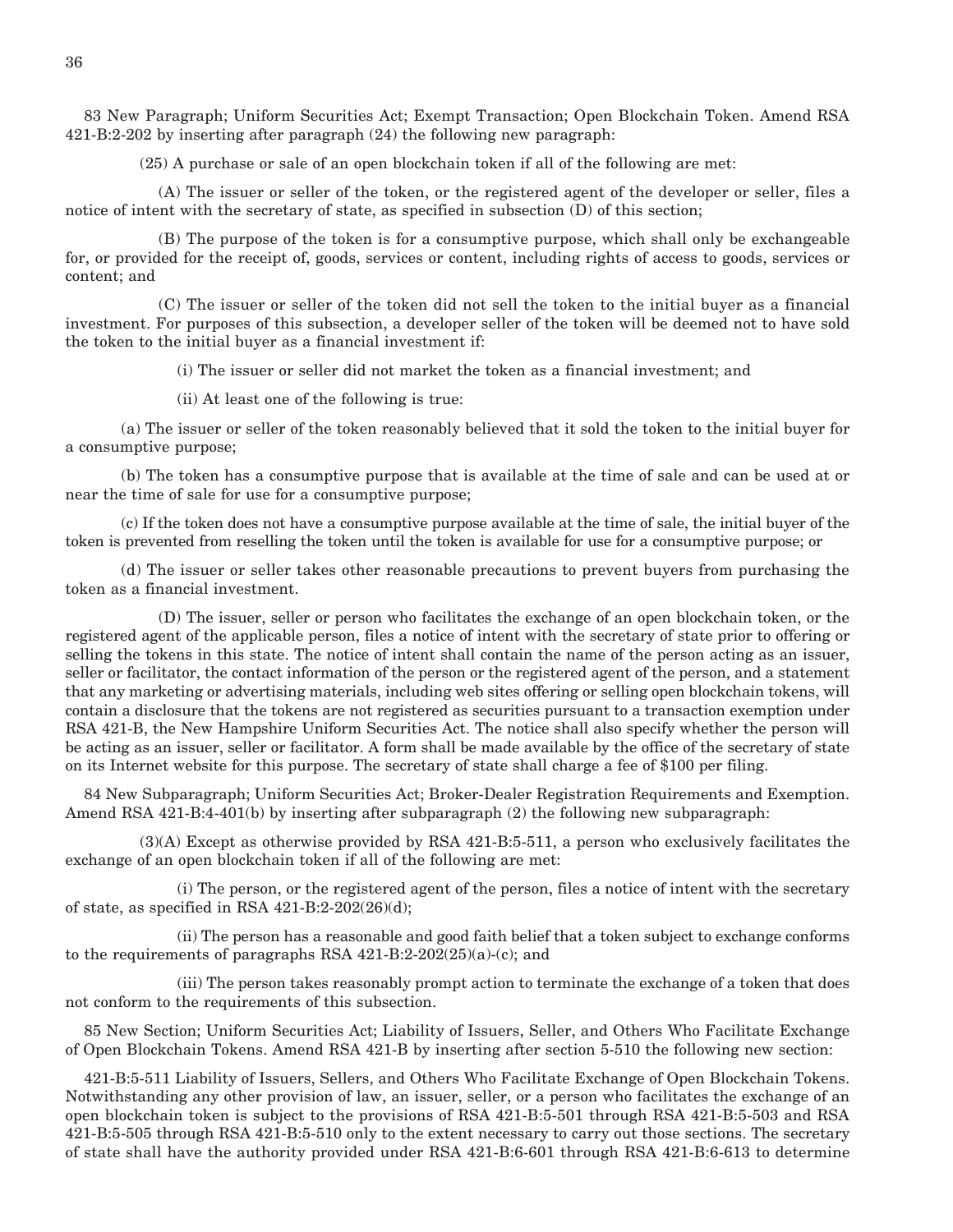83 New Paragraph; Uniform Securities Act; Exempt Transaction; Open Blockchain Token. Amend RSA 421-B:2-202 by inserting after paragraph (24) the following new paragraph:

(25) A purchase or sale of an open blockchain token if all of the following are met:

(A) The issuer or seller of the token, or the registered agent of the developer or seller, files a notice of intent with the secretary of state, as specified in subsection (D) of this section;

(B) The purpose of the token is for a consumptive purpose, which shall only be exchangeable for, or provided for the receipt of, goods, services or content, including rights of access to goods, services or content; and

(C) The issuer or seller of the token did not sell the token to the initial buyer as a financial investment. For purposes of this subsection, a developer seller of the token will be deemed not to have sold the token to the initial buyer as a financial investment if:

(i) The issuer or seller did not market the token as a financial investment; and

(ii) At least one of the following is true:

(a) The issuer or seller of the token reasonably believed that it sold the token to the initial buyer for a consumptive purpose;

(b) The token has a consumptive purpose that is available at the time of sale and can be used at or near the time of sale for use for a consumptive purpose;

(c) If the token does not have a consumptive purpose available at the time of sale, the initial buyer of the token is prevented from reselling the token until the token is available for use for a consumptive purpose; or

(d) The issuer or seller takes other reasonable precautions to prevent buyers from purchasing the token as a financial investment.

(D) The issuer, seller or person who facilitates the exchange of an open blockchain token, or the registered agent of the applicable person, files a notice of intent with the secretary of state prior to offering or selling the tokens in this state. The notice of intent shall contain the name of the person acting as an issuer, seller or facilitator, the contact information of the person or the registered agent of the person, and a statement that any marketing or advertising materials, including web sites offering or selling open blockchain tokens, will contain a disclosure that the tokens are not registered as securities pursuant to a transaction exemption under RSA 421-B, the New Hampshire Uniform Securities Act. The notice shall also specify whether the person will be acting as an issuer, seller or facilitator. A form shall be made available by the office of the secretary of state on its Internet website for this purpose. The secretary of state shall charge a fee of $100 per filing.

84 New Subparagraph; Uniform Securities Act; Broker-Dealer Registration Requirements and Exemption. Amend RSA 421-B:4-401(b) by inserting after subparagraph (2) the following new subparagraph:

(3)(A) Except as otherwise provided by RSA 421-B:5-511, a person who exclusively facilitates the exchange of an open blockchain token if all of the following are met:

(i) The person, or the registered agent of the person, files a notice of intent with the secretary of state, as specified in RSA 421-B:2-202(26)(d);

(ii) The person has a reasonable and good faith belief that a token subject to exchange conforms to the requirements of paragraphs RSA 421-B:2-202(25)(a)-(c); and

(iii) The person takes reasonably prompt action to terminate the exchange of a token that does not conform to the requirements of this subsection.

85 New Section; Uniform Securities Act; Liability of Issuers, Seller, and Others Who Facilitate Exchange of Open Blockchain Tokens. Amend RSA 421-B by inserting after section 5-510 the following new section:

421-B:5-511 Liability of Issuers, Sellers, and Others Who Facilitate Exchange of Open Blockchain Tokens. Notwithstanding any other provision of law, an issuer, seller, or a person who facilitates the exchange of an open blockchain token is subject to the provisions of RSA 421-B:5-501 through RSA 421-B:5-503 and RSA 421-B:5-505 through RSA 421-B:5-510 only to the extent necessary to carry out those sections. The secretary of state shall have the authority provided under RSA 421-B:6-601 through RSA 421-B:6-613 to determine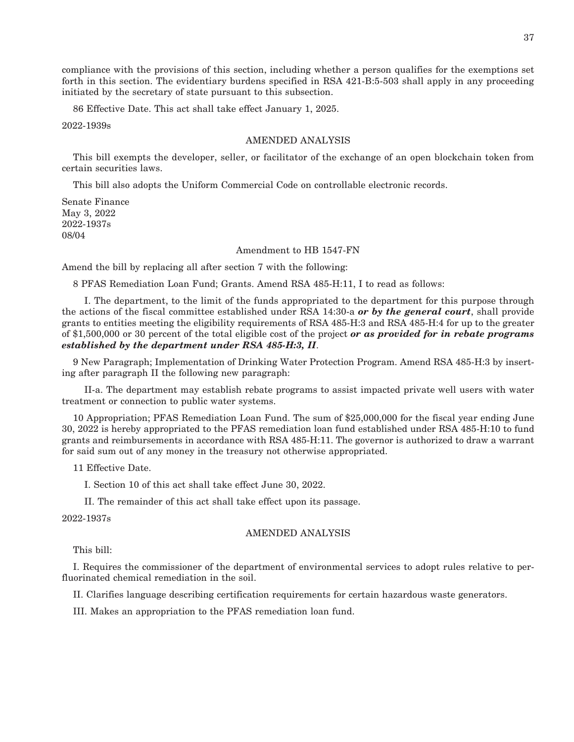compliance with the provisions of this section, including whether a person qualifies for the exemptions set forth in this section. The evidentiary burdens specified in RSA 421-B:5-503 shall apply in any proceeding initiated by the secretary of state pursuant to this subsection.

86 Effective Date. This act shall take effect January 1, 2025.

2022-1939s

AMENDED ANALYSIS

This bill exempts the developer, seller, or facilitator of the exchange of an open blockchain token from certain securities laws.

This bill also adopts the Uniform Commercial Code on controllable electronic records.

Senate Finance
May 3, 2022
2022-1937s
08/04

Amendment to HB 1547-FN

Amend the bill by replacing all after section 7 with the following:

8 PFAS Remediation Loan Fund; Grants. Amend RSA 485-H:11, I to read as follows:

I. The department, to the limit of the funds appropriated to the department for this purpose through the actions of the fiscal committee established under RSA 14:30-a ***or by the general court***, shall provide grants to entities meeting the eligibility requirements of RSA 485-H:3 and RSA 485-H:4 for up to the greater of $1,500,000 or 30 percent of the total eligible cost of the project ***or as provided for in rebate programs established by the department under RSA 485-H:3, II***.

9 New Paragraph; Implementation of Drinking Water Protection Program. Amend RSA 485-H:3 by inserting after paragraph II the following new paragraph:

II-a. The department may establish rebate programs to assist impacted private well users with water treatment or connection to public water systems.

10 Appropriation; PFAS Remediation Loan Fund. The sum of $25,000,000 for the fiscal year ending June 30, 2022 is hereby appropriated to the PFAS remediation loan fund established under RSA 485-H:10 to fund grants and reimbursements in accordance with RSA 485-H:11. The governor is authorized to draw a warrant for said sum out of any money in the treasury not otherwise appropriated.

11 Effective Date.

I. Section 10 of this act shall take effect June 30, 2022.

II. The remainder of this act shall take effect upon its passage.

2022-1937s

AMENDED ANALYSIS

This bill:

I. Requires the commissioner of the department of environmental services to adopt rules relative to perfluorinated chemical remediation in the soil.

II. Clarifies language describing certification requirements for certain hazardous waste generators.

III. Makes an appropriation to the PFAS remediation loan fund.